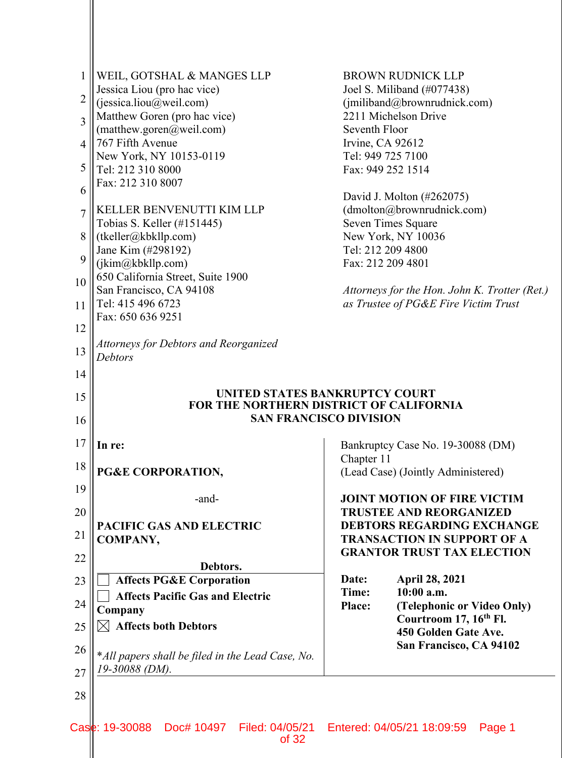WEIL, GOTSHAL & MANGES LLP
Jessica Liou (pro hac vice)
(jessica.liou@weil.com)
Matthew Goren (pro hac vice)
(matthew.goren@weil.com)
767 Fifth Avenue
New York, NY 10153-0119
Tel: 212 310 8000
Fax: 212 310 8007

KELLER BENVENUTTI KIM LLP
Tobias S. Keller (#151445)
(tkeller@kbkllp.com)
Jane Kim (#298192)
(jkim@kbkllp.com)
650 California Street, Suite 1900
San Francisco, CA 94108
Tel: 415 496 6723
Fax: 650 636 9251

*Attorneys for Debtors and Reorganized Debtors*

BROWN RUDNICK LLP
Joel S. Miliband (#077438)
(jmiliband@brownrudnick.com)
2211 Michelson Drive
Seventh Floor
Irvine, CA 92612
Tel: 949 725 7100
Fax: 949 252 1514

David J. Molton (#262075)
(dmolton@brownrudnick.com)
Seven Times Square
New York, NY 10036
Tel: 212 209 4800
Fax: 212 209 4801

*Attorneys for the Hon. John K. Trotter (Ret.) as Trustee of PG&E Fire Victim Trust*

**UNITED STATES BANKRUPTCY COURT**
**FOR THE NORTHERN DISTRICT OF CALIFORNIA**
**SAN FRANCISCO DIVISION**

**In re:**

**PG&E CORPORATION,**

-and-

**PACIFIC GAS AND ELECTRIC COMPANY,**

**Debtors.**

☐ **Affects PG&E Corporation**
☐ **Affects Pacific Gas and Electric Company**
☒ **Affects both Debtors**

*\*All papers shall be filed in the Lead Case, No. 19-30088 (DM).*

Bankruptcy Case No. 19-30088 (DM)
Chapter 11
(Lead Case) (Jointly Administered)

**JOINT MOTION OF FIRE VICTIM TRUSTEE AND REORGANIZED DEBTORS REGARDING EXCHANGE TRANSACTION IN SUPPORT OF A GRANTOR TRUST TAX ELECTION**

**Date:** April 28, 2021
**Time:** 10:00 a.m.
**Place:** (Telephonic or Video Only)
Courtroom 17, 16th Fl.
450 Golden Gate Ave.
San Francisco, CA 94102

Case: 19-30088 Doc# 10497 Filed: 04/05/21 Entered: 04/05/21 18:09:59 Page 1 of 32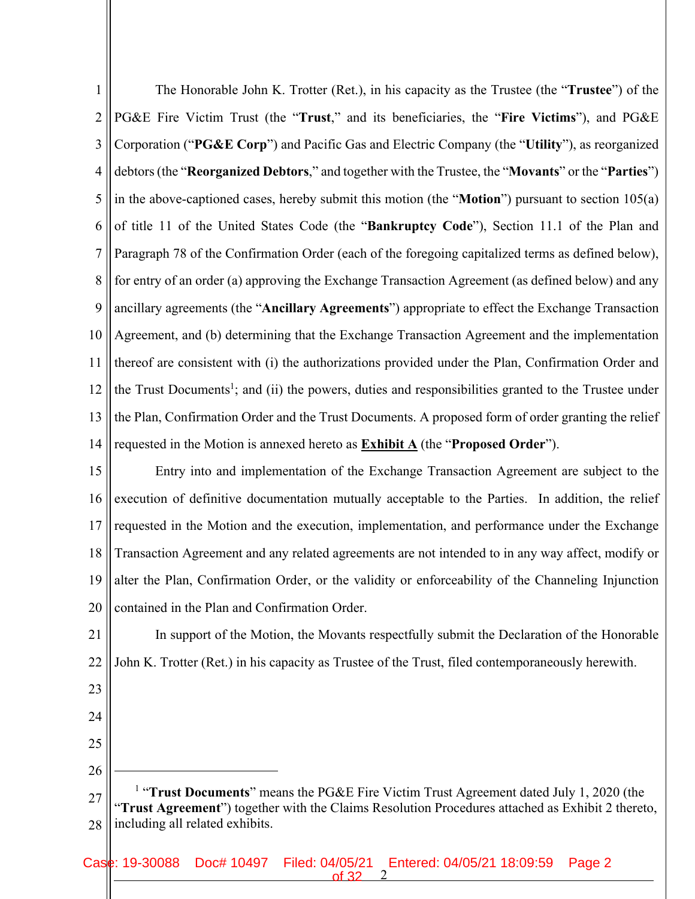The Honorable John K. Trotter (Ret.), in his capacity as the Trustee (the "**Trustee**") of the PG&E Fire Victim Trust (the "**Trust**," and its beneficiaries, the "**Fire Victims**"), and PG&E Corporation ("**PG&E Corp**") and Pacific Gas and Electric Company (the "**Utility**"), as reorganized debtors (the "**Reorganized Debtors**," and together with the Trustee, the "**Movants**" or the "**Parties**") in the above-captioned cases, hereby submit this motion (the "**Motion**") pursuant to section 105(a) of title 11 of the United States Code (the "**Bankruptcy Code**"), Section 11.1 of the Plan and Paragraph 78 of the Confirmation Order (each of the foregoing capitalized terms as defined below), for entry of an order (a) approving the Exchange Transaction Agreement (as defined below) and any ancillary agreements (the "**Ancillary Agreements**") appropriate to effect the Exchange Transaction Agreement, and (b) determining that the Exchange Transaction Agreement and the implementation thereof are consistent with (i) the authorizations provided under the Plan, Confirmation Order and the Trust Documents[1]; and (ii) the powers, duties and responsibilities granted to the Trustee under the Plan, Confirmation Order and the Trust Documents. A proposed form of order granting the relief requested in the Motion is annexed hereto as **Exhibit A** (the "**Proposed Order**").

Entry into and implementation of the Exchange Transaction Agreement are subject to the execution of definitive documentation mutually acceptable to the Parties. In addition, the relief requested in the Motion and the execution, implementation, and performance under the Exchange Transaction Agreement and any related agreements are not intended to in any way affect, modify or alter the Plan, Confirmation Order, or the validity or enforceability of the Channeling Injunction contained in the Plan and Confirmation Order.

In support of the Motion, the Movants respectfully submit the Declaration of the Honorable John K. Trotter (Ret.) in his capacity as Trustee of the Trust, filed contemporaneously herewith.

---

[1] "**Trust Documents**" means the PG&E Fire Victim Trust Agreement dated July 1, 2020 (the "**Trust Agreement**") together with the Claims Resolution Procedures attached as Exhibit 2 thereto, including all related exhibits.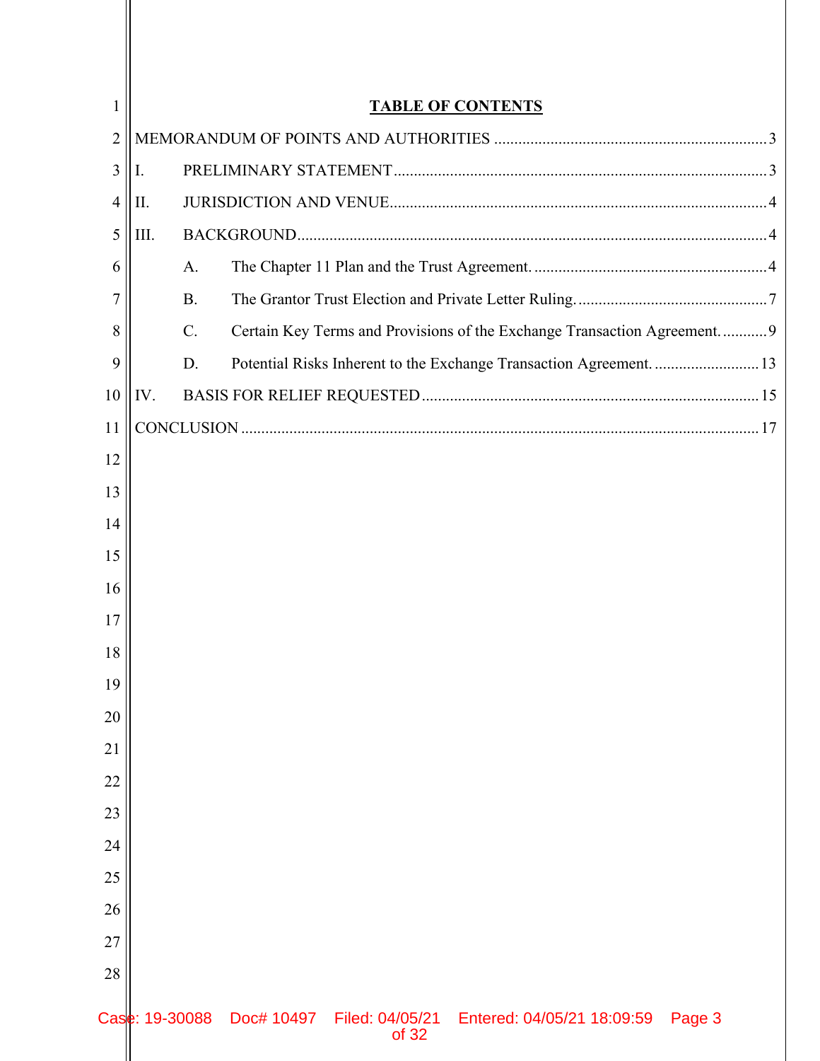# TABLE OF CONTENTS

MEMORANDUM OF POINTS AND AUTHORITIES ........ 3

I. PRELIMINARY STATEMENT ........ 3

II. JURISDICTION AND VENUE ........ 4

III. BACKGROUND ........ 4

- A. The Chapter 11 Plan and the Trust Agreement. ........ 4
- B. The Grantor Trust Election and Private Letter Ruling. ........ 7
- C. Certain Key Terms and Provisions of the Exchange Transaction Agreement. ........ 9
- D. Potential Risks Inherent to the Exchange Transaction Agreement. ........ 13

IV. BASIS FOR RELIEF REQUESTED ........ 15

CONCLUSION ........ 17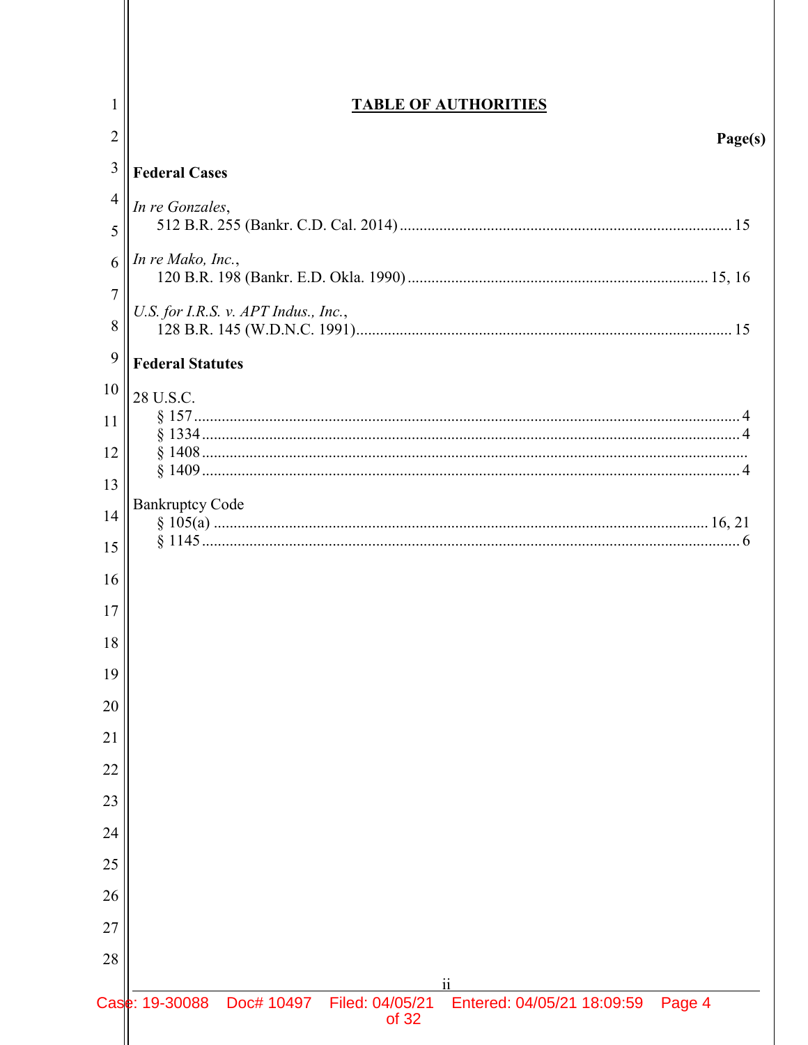# TABLE OF AUTHORITIES

**Page(s)**

## Federal Cases

*In re Gonzales*,
512 B.R. 255 (Bankr. C.D. Cal. 2014) .......... 15

*In re Mako, Inc.*,
120 B.R. 198 (Bankr. E.D. Okla. 1990) .......... 15, 16

*U.S. for I.R.S. v. APT Indus., Inc.*,
128 B.R. 145 (W.D.N.C. 1991) .......... 15

## Federal Statutes

28 U.S.C.
§ 157 .......... 4
§ 1334 .......... 4
§ 1408 ..........
§ 1409 .......... 4

Bankruptcy Code
§ 105(a) .......... 16, 21
§ 1145 .......... 6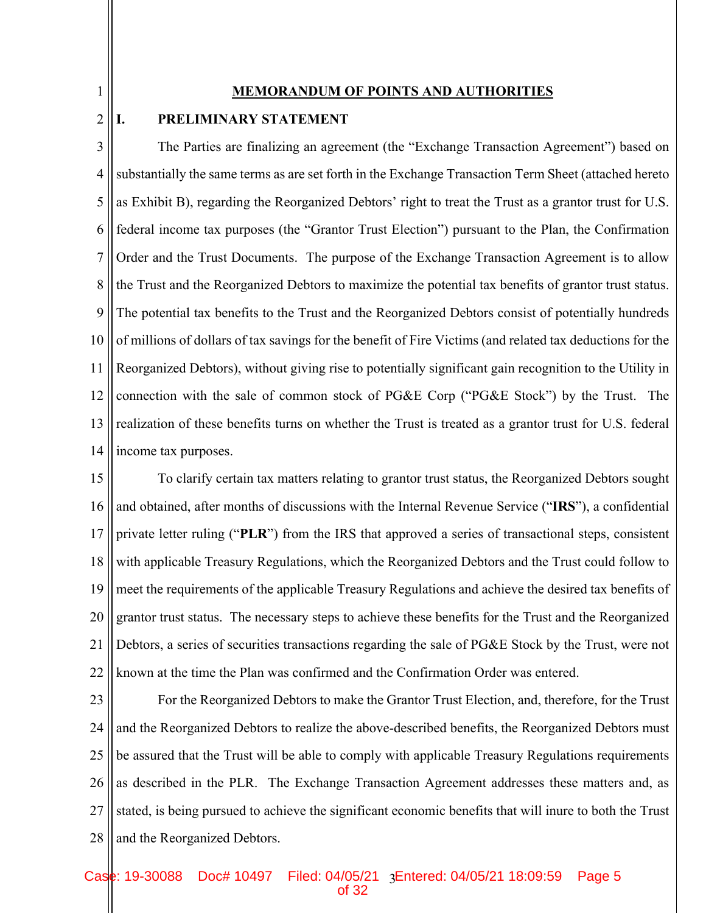## MEMORANDUM OF POINTS AND AUTHORITIES

### I. PRELIMINARY STATEMENT

The Parties are finalizing an agreement (the "Exchange Transaction Agreement") based on substantially the same terms as are set forth in the Exchange Transaction Term Sheet (attached hereto as Exhibit B), regarding the Reorganized Debtors' right to treat the Trust as a grantor trust for U.S. federal income tax purposes (the "Grantor Trust Election") pursuant to the Plan, the Confirmation Order and the Trust Documents. The purpose of the Exchange Transaction Agreement is to allow the Trust and the Reorganized Debtors to maximize the potential tax benefits of grantor trust status. The potential tax benefits to the Trust and the Reorganized Debtors consist of potentially hundreds of millions of dollars of tax savings for the benefit of Fire Victims (and related tax deductions for the Reorganized Debtors), without giving rise to potentially significant gain recognition to the Utility in connection with the sale of common stock of PG&E Corp ("PG&E Stock") by the Trust. The realization of these benefits turns on whether the Trust is treated as a grantor trust for U.S. federal income tax purposes.

To clarify certain tax matters relating to grantor trust status, the Reorganized Debtors sought and obtained, after months of discussions with the Internal Revenue Service ("**IRS**"), a confidential private letter ruling ("**PLR**") from the IRS that approved a series of transactional steps, consistent with applicable Treasury Regulations, which the Reorganized Debtors and the Trust could follow to meet the requirements of the applicable Treasury Regulations and achieve the desired tax benefits of grantor trust status. The necessary steps to achieve these benefits for the Trust and the Reorganized Debtors, a series of securities transactions regarding the sale of PG&E Stock by the Trust, were not known at the time the Plan was confirmed and the Confirmation Order was entered.

For the Reorganized Debtors to make the Grantor Trust Election, and, therefore, for the Trust and the Reorganized Debtors to realize the above-described benefits, the Reorganized Debtors must be assured that the Trust will be able to comply with applicable Treasury Regulations requirements as described in the PLR. The Exchange Transaction Agreement addresses these matters and, as stated, is being pursued to achieve the significant economic benefits that will inure to both the Trust and the Reorganized Debtors.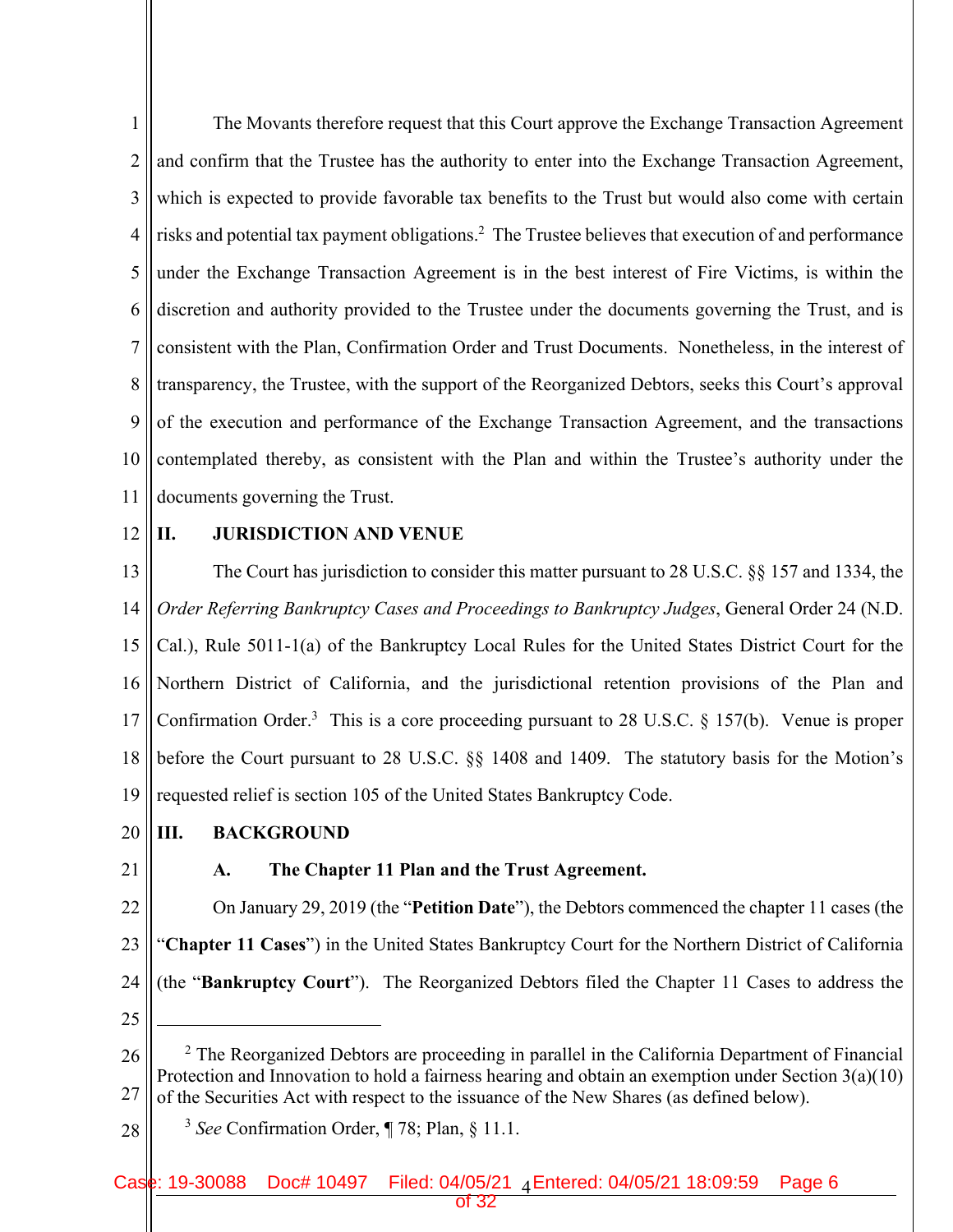The Movants therefore request that this Court approve the Exchange Transaction Agreement and confirm that the Trustee has the authority to enter into the Exchange Transaction Agreement, which is expected to provide favorable tax benefits to the Trust but would also come with certain risks and potential tax payment obligations.[2] The Trustee believes that execution of and performance under the Exchange Transaction Agreement is in the best interest of Fire Victims, is within the discretion and authority provided to the Trustee under the documents governing the Trust, and is consistent with the Plan, Confirmation Order and Trust Documents. Nonetheless, in the interest of transparency, the Trustee, with the support of the Reorganized Debtors, seeks this Court's approval of the execution and performance of the Exchange Transaction Agreement, and the transactions contemplated thereby, as consistent with the Plan and within the Trustee's authority under the documents governing the Trust.

## II. JURISDICTION AND VENUE

The Court has jurisdiction to consider this matter pursuant to 28 U.S.C. §§ 157 and 1334, the *Order Referring Bankruptcy Cases and Proceedings to Bankruptcy Judges*, General Order 24 (N.D. Cal.), Rule 5011-1(a) of the Bankruptcy Local Rules for the United States District Court for the Northern District of California, and the jurisdictional retention provisions of the Plan and Confirmation Order.[3] This is a core proceeding pursuant to 28 U.S.C. § 157(b). Venue is proper before the Court pursuant to 28 U.S.C. §§ 1408 and 1409. The statutory basis for the Motion's requested relief is section 105 of the United States Bankruptcy Code.

## III. BACKGROUND

### A. The Chapter 11 Plan and the Trust Agreement.

On January 29, 2019 (the "**Petition Date**"), the Debtors commenced the chapter 11 cases (the "**Chapter 11 Cases**") in the United States Bankruptcy Court for the Northern District of California (the "**Bankruptcy Court**"). The Reorganized Debtors filed the Chapter 11 Cases to address the

---

[2] The Reorganized Debtors are proceeding in parallel in the California Department of Financial Protection and Innovation to hold a fairness hearing and obtain an exemption under Section 3(a)(10) of the Securities Act with respect to the issuance of the New Shares (as defined below).

[3] *See* Confirmation Order, ¶ 78; Plan, § 11.1.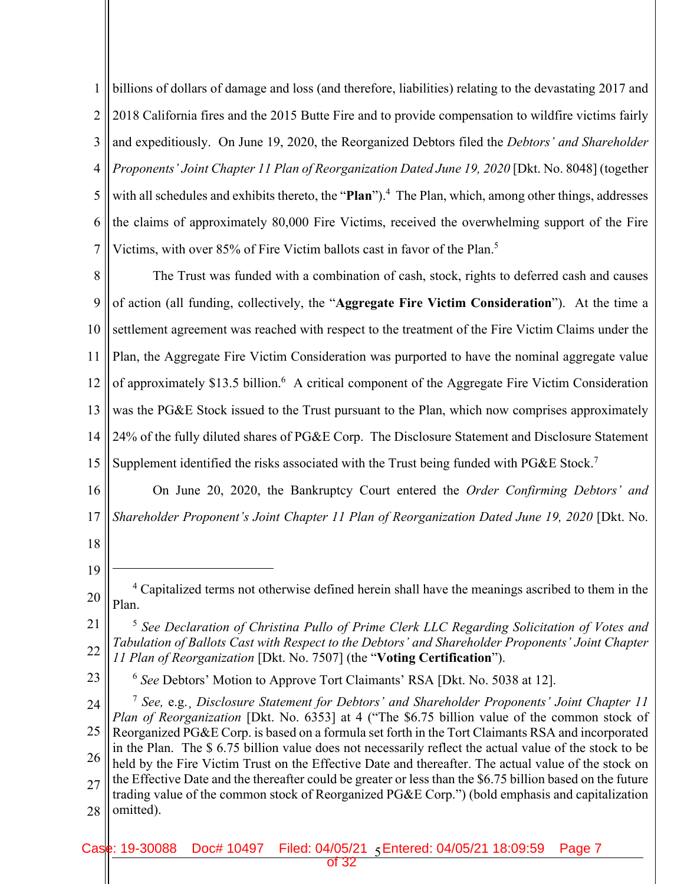billions of dollars of damage and loss (and therefore, liabilities) relating to the devastating 2017 and 2018 California fires and the 2015 Butte Fire and to provide compensation to wildfire victims fairly and expeditiously. On June 19, 2020, the Reorganized Debtors filed the *Debtors' and Shareholder Proponents' Joint Chapter 11 Plan of Reorganization Dated June 19, 2020* [Dkt. No. 8048] (together with all schedules and exhibits thereto, the "**Plan**").[4] The Plan, which, among other things, addresses the claims of approximately 80,000 Fire Victims, received the overwhelming support of the Fire Victims, with over 85% of Fire Victim ballots cast in favor of the Plan.[5]

The Trust was funded with a combination of cash, stock, rights to deferred cash and causes of action (all funding, collectively, the "**Aggregate Fire Victim Consideration**"). At the time a settlement agreement was reached with respect to the treatment of the Fire Victim Claims under the Plan, the Aggregate Fire Victim Consideration was purported to have the nominal aggregate value of approximately $13.5 billion.[6] A critical component of the Aggregate Fire Victim Consideration was the PG&E Stock issued to the Trust pursuant to the Plan, which now comprises approximately 24% of the fully diluted shares of PG&E Corp. The Disclosure Statement and Disclosure Statement Supplement identified the risks associated with the Trust being funded with PG&E Stock.[7]

On June 20, 2020, the Bankruptcy Court entered the *Order Confirming Debtors' and Shareholder Proponent's Joint Chapter 11 Plan of Reorganization Dated June 19, 2020* [Dkt. No.

---

[4] Capitalized terms not otherwise defined herein shall have the meanings ascribed to them in the Plan.

[5] *See Declaration of Christina Pullo of Prime Clerk LLC Regarding Solicitation of Votes and Tabulation of Ballots Cast with Respect to the Debtors' and Shareholder Proponents' Joint Chapter 11 Plan of Reorganization* [Dkt. No. 7507] (the "**Voting Certification**").

[6] *See* Debtors' Motion to Approve Tort Claimants' RSA [Dkt. No. 5038 at 12].

[7] *See,* e.g.*, Disclosure Statement for Debtors' and Shareholder Proponents' Joint Chapter 11 Plan of Reorganization* [Dkt. No. 6353] at 4 ("The $6.75 billion value of the common stock of Reorganized PG&E Corp. is based on a formula set forth in the Tort Claimants RSA and incorporated in the Plan. The $ 6.75 billion value does not necessarily reflect the actual value of the stock to be held by the Fire Victim Trust on the Effective Date and thereafter. The actual value of the stock on the Effective Date and the thereafter could be greater or less than the $6.75 billion based on the future trading value of the common stock of Reorganized PG&E Corp.") (bold emphasis and capitalization omitted).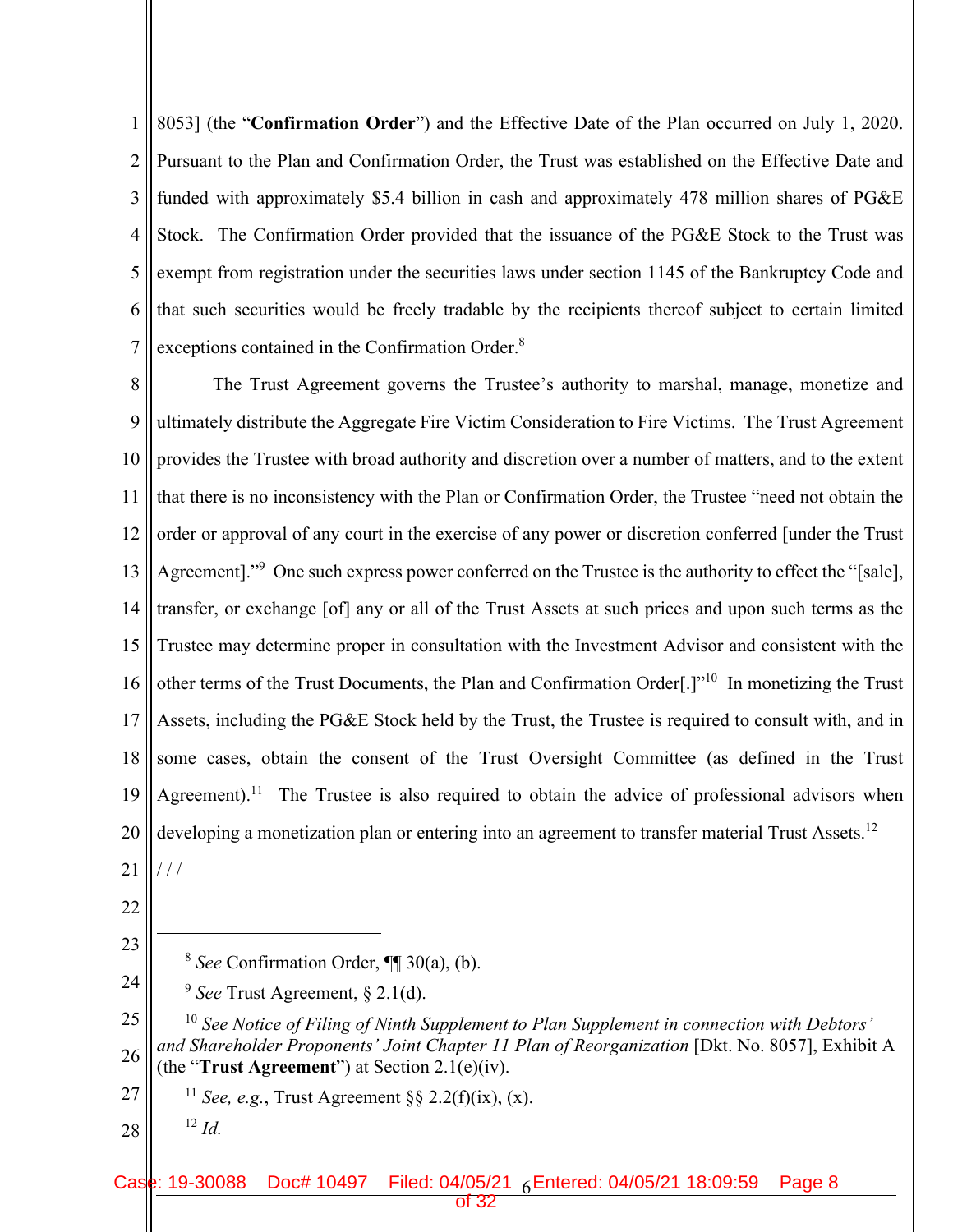8053] (the "**Confirmation Order**") and the Effective Date of the Plan occurred on July 1, 2020. Pursuant to the Plan and Confirmation Order, the Trust was established on the Effective Date and funded with approximately $5.4 billion in cash and approximately 478 million shares of PG&E Stock. The Confirmation Order provided that the issuance of the PG&E Stock to the Trust was exempt from registration under the securities laws under section 1145 of the Bankruptcy Code and that such securities would be freely tradable by the recipients thereof subject to certain limited exceptions contained in the Confirmation Order.[8]

The Trust Agreement governs the Trustee's authority to marshal, manage, monetize and ultimately distribute the Aggregate Fire Victim Consideration to Fire Victims. The Trust Agreement provides the Trustee with broad authority and discretion over a number of matters, and to the extent that there is no inconsistency with the Plan or Confirmation Order, the Trustee "need not obtain the order or approval of any court in the exercise of any power or discretion conferred [under the Trust Agreement]."[9] One such express power conferred on the Trustee is the authority to effect the "[sale], transfer, or exchange [of] any or all of the Trust Assets at such prices and upon such terms as the Trustee may determine proper in consultation with the Investment Advisor and consistent with the other terms of the Trust Documents, the Plan and Confirmation Order[.]"[10] In monetizing the Trust Assets, including the PG&E Stock held by the Trust, the Trustee is required to consult with, and in some cases, obtain the consent of the Trust Oversight Committee (as defined in the Trust Agreement).[11] The Trustee is also required to obtain the advice of professional advisors when developing a monetization plan or entering into an agreement to transfer material Trust Assets.[12]

/ / /

---

[8] *See* Confirmation Order, ¶¶ 30(a), (b).

[9] *See* Trust Agreement, § 2.1(d).

[10] *See Notice of Filing of Ninth Supplement to Plan Supplement in connection with Debtors' and Shareholder Proponents' Joint Chapter 11 Plan of Reorganization* [Dkt. No. 8057], Exhibit A (the "**Trust Agreement**") at Section 2.1(e)(iv).

[11] *See, e.g.*, Trust Agreement §§ 2.2(f)(ix), (x).

[12] *Id.*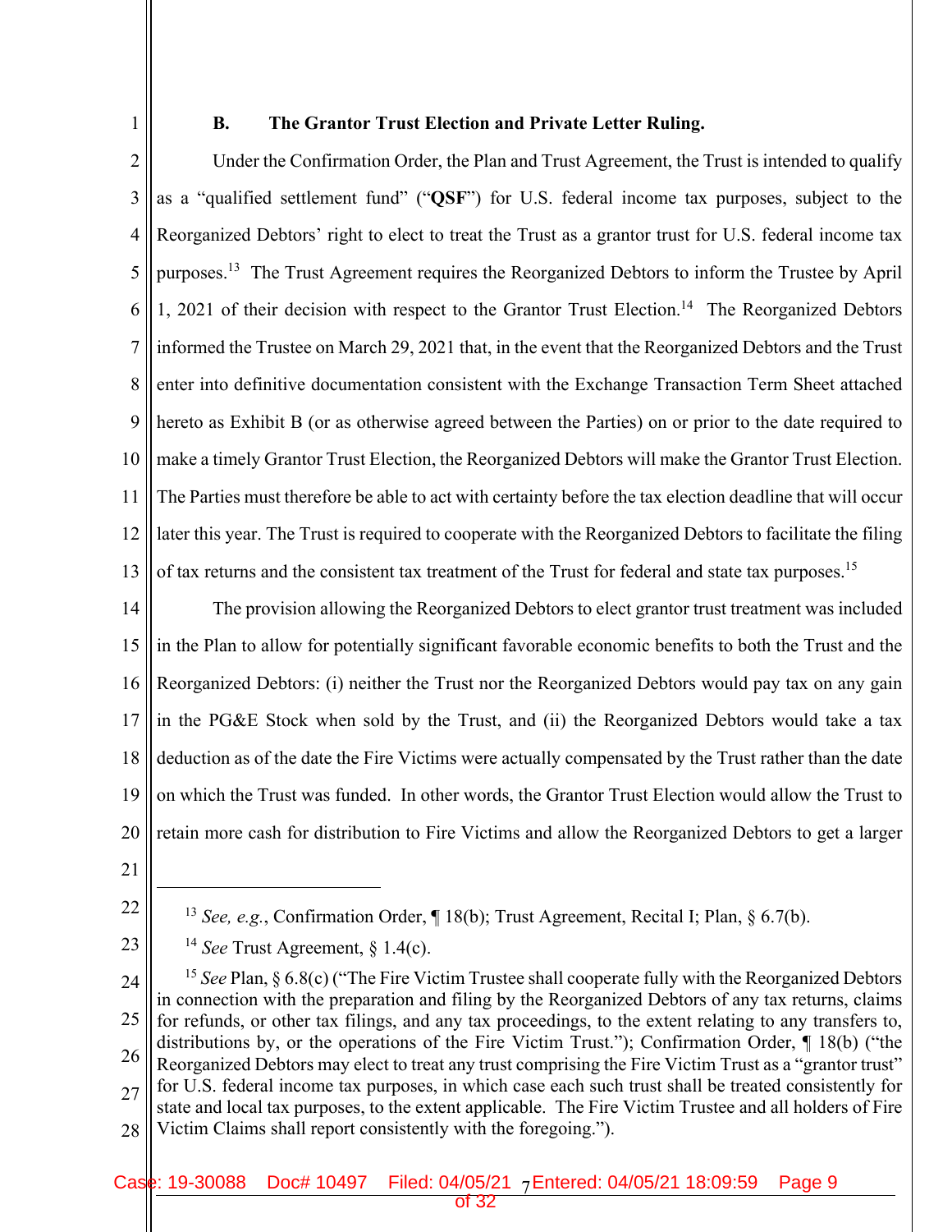### B. The Grantor Trust Election and Private Letter Ruling.

Under the Confirmation Order, the Plan and Trust Agreement, the Trust is intended to qualify as a "qualified settlement fund" ("**QSF**") for U.S. federal income tax purposes, subject to the Reorganized Debtors' right to elect to treat the Trust as a grantor trust for U.S. federal income tax purposes.[13] The Trust Agreement requires the Reorganized Debtors to inform the Trustee by April 1, 2021 of their decision with respect to the Grantor Trust Election.[14] The Reorganized Debtors informed the Trustee on March 29, 2021 that, in the event that the Reorganized Debtors and the Trust enter into definitive documentation consistent with the Exchange Transaction Term Sheet attached hereto as Exhibit B (or as otherwise agreed between the Parties) on or prior to the date required to make a timely Grantor Trust Election, the Reorganized Debtors will make the Grantor Trust Election. The Parties must therefore be able to act with certainty before the tax election deadline that will occur later this year. The Trust is required to cooperate with the Reorganized Debtors to facilitate the filing of tax returns and the consistent tax treatment of the Trust for federal and state tax purposes.[15]

The provision allowing the Reorganized Debtors to elect grantor trust treatment was included in the Plan to allow for potentially significant favorable economic benefits to both the Trust and the Reorganized Debtors: (i) neither the Trust nor the Reorganized Debtors would pay tax on any gain in the PG&E Stock when sold by the Trust, and (ii) the Reorganized Debtors would take a tax deduction as of the date the Fire Victims were actually compensated by the Trust rather than the date on which the Trust was funded. In other words, the Grantor Trust Election would allow the Trust to retain more cash for distribution to Fire Victims and allow the Reorganized Debtors to get a larger

---

[13] *See, e.g.*, Confirmation Order, ¶ 18(b); Trust Agreement, Recital I; Plan, § 6.7(b).

[14] *See* Trust Agreement, § 1.4(c).

[15] *See* Plan, § 6.8(c) ("The Fire Victim Trustee shall cooperate fully with the Reorganized Debtors in connection with the preparation and filing by the Reorganized Debtors of any tax returns, claims for refunds, or other tax filings, and any tax proceedings, to the extent relating to any transfers to, distributions by, or the operations of the Fire Victim Trust."); Confirmation Order, ¶ 18(b) ("the Reorganized Debtors may elect to treat any trust comprising the Fire Victim Trust as a "grantor trust" for U.S. federal income tax purposes, in which case each such trust shall be treated consistently for state and local tax purposes, to the extent applicable. The Fire Victim Trustee and all holders of Fire Victim Claims shall report consistently with the foregoing.").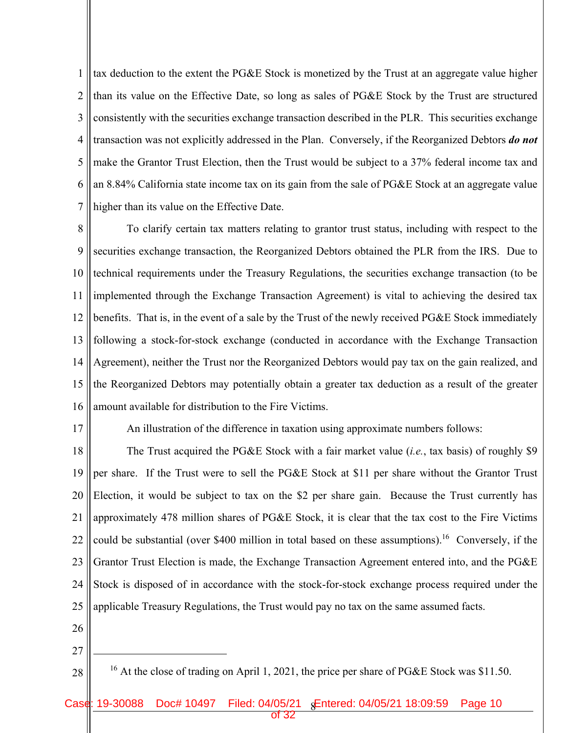tax deduction to the extent the PG&E Stock is monetized by the Trust at an aggregate value higher than its value on the Effective Date, so long as sales of PG&E Stock by the Trust are structured consistently with the securities exchange transaction described in the PLR. This securities exchange transaction was not explicitly addressed in the Plan. Conversely, if the Reorganized Debtors ***do not*** make the Grantor Trust Election, then the Trust would be subject to a 37% federal income tax and an 8.84% California state income tax on its gain from the sale of PG&E Stock at an aggregate value higher than its value on the Effective Date.

To clarify certain tax matters relating to grantor trust status, including with respect to the securities exchange transaction, the Reorganized Debtors obtained the PLR from the IRS. Due to technical requirements under the Treasury Regulations, the securities exchange transaction (to be implemented through the Exchange Transaction Agreement) is vital to achieving the desired tax benefits. That is, in the event of a sale by the Trust of the newly received PG&E Stock immediately following a stock-for-stock exchange (conducted in accordance with the Exchange Transaction Agreement), neither the Trust nor the Reorganized Debtors would pay tax on the gain realized, and the Reorganized Debtors may potentially obtain a greater tax deduction as a result of the greater amount available for distribution to the Fire Victims.

An illustration of the difference in taxation using approximate numbers follows:

The Trust acquired the PG&E Stock with a fair market value (*i.e.*, tax basis) of roughly $9 per share. If the Trust were to sell the PG&E Stock at $11 per share without the Grantor Trust Election, it would be subject to tax on the $2 per share gain. Because the Trust currently has approximately 478 million shares of PG&E Stock, it is clear that the tax cost to the Fire Victims could be substantial (over $400 million in total based on these assumptions).[16] Conversely, if the Grantor Trust Election is made, the Exchange Transaction Agreement entered into, and the PG&E Stock is disposed of in accordance with the stock-for-stock exchange process required under the applicable Treasury Regulations, the Trust would pay no tax on the same assumed facts.

---

[16] At the close of trading on April 1, 2021, the price per share of PG&E Stock was $11.50.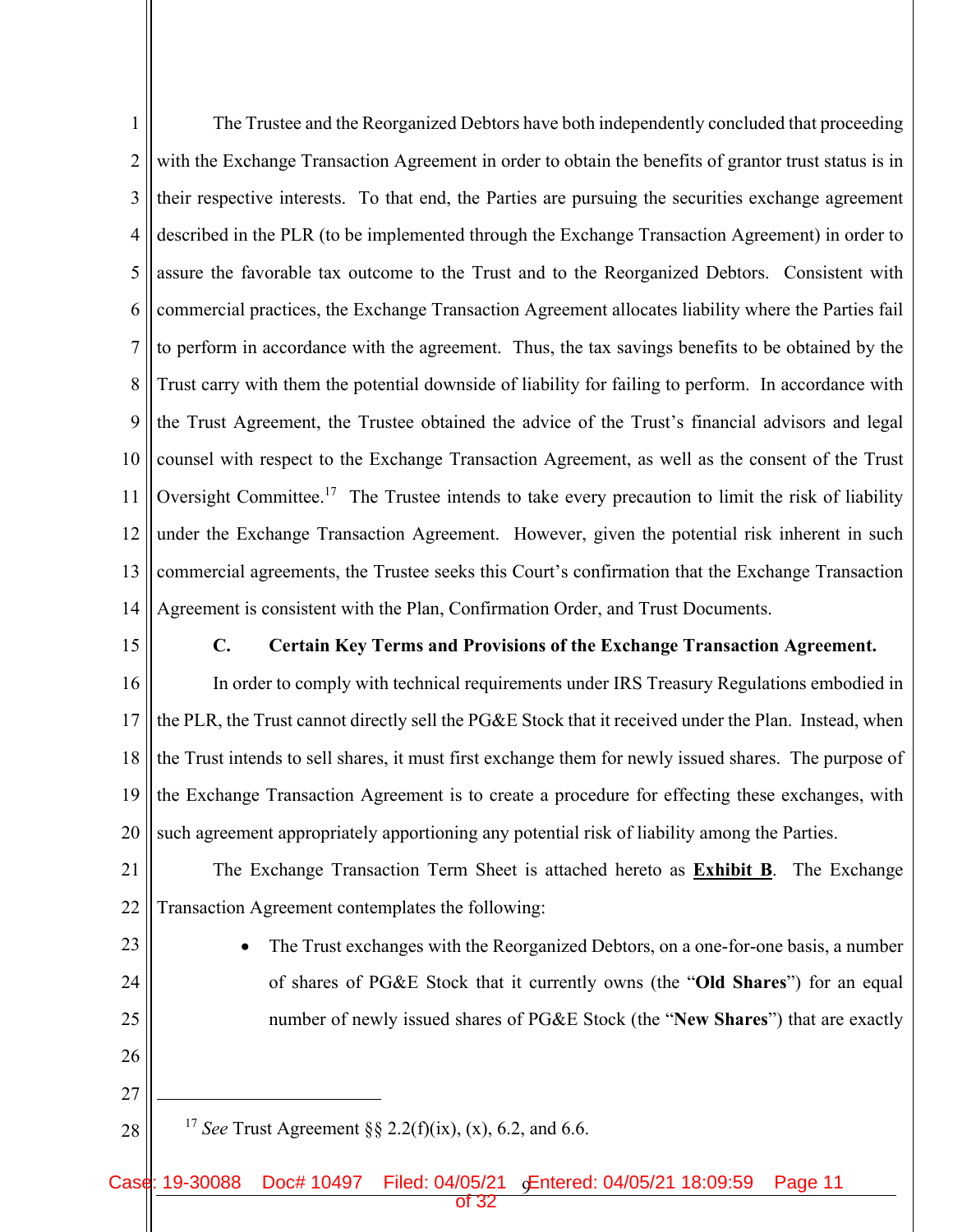The Trustee and the Reorganized Debtors have both independently concluded that proceeding with the Exchange Transaction Agreement in order to obtain the benefits of grantor trust status is in their respective interests. To that end, the Parties are pursuing the securities exchange agreement described in the PLR (to be implemented through the Exchange Transaction Agreement) in order to assure the favorable tax outcome to the Trust and to the Reorganized Debtors. Consistent with commercial practices, the Exchange Transaction Agreement allocates liability where the Parties fail to perform in accordance with the agreement. Thus, the tax savings benefits to be obtained by the Trust carry with them the potential downside of liability for failing to perform. In accordance with the Trust Agreement, the Trustee obtained the advice of the Trust's financial advisors and legal counsel with respect to the Exchange Transaction Agreement, as well as the consent of the Trust Oversight Committee.[17] The Trustee intends to take every precaution to limit the risk of liability under the Exchange Transaction Agreement. However, given the potential risk inherent in such commercial agreements, the Trustee seeks this Court's confirmation that the Exchange Transaction Agreement is consistent with the Plan, Confirmation Order, and Trust Documents.

### C. Certain Key Terms and Provisions of the Exchange Transaction Agreement.

In order to comply with technical requirements under IRS Treasury Regulations embodied in the PLR, the Trust cannot directly sell the PG&E Stock that it received under the Plan. Instead, when the Trust intends to sell shares, it must first exchange them for newly issued shares. The purpose of the Exchange Transaction Agreement is to create a procedure for effecting these exchanges, with such agreement appropriately apportioning any potential risk of liability among the Parties.

The Exchange Transaction Term Sheet is attached hereto as **Exhibit B**. The Exchange Transaction Agreement contemplates the following:

- The Trust exchanges with the Reorganized Debtors, on a one-for-one basis, a number of shares of PG&E Stock that it currently owns (the "**Old Shares**") for an equal number of newly issued shares of PG&E Stock (the "**New Shares**") that are exactly

---

[17] *See* Trust Agreement §§ 2.2(f)(ix), (x), 6.2, and 6.6.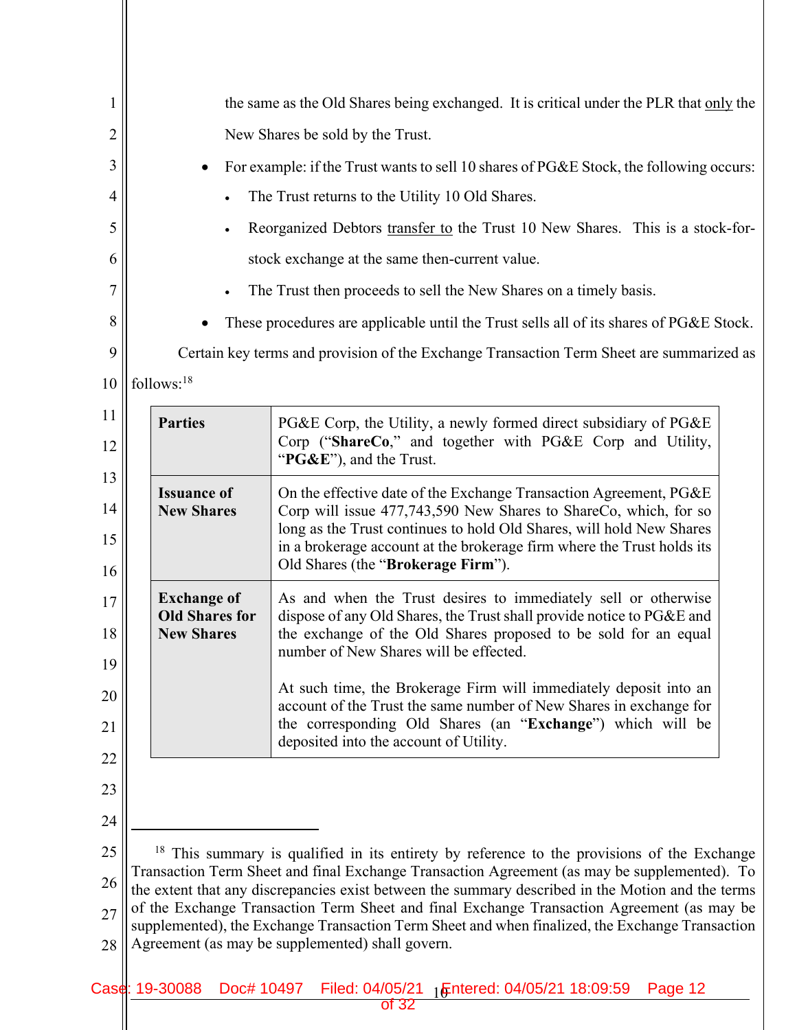the same as the Old Shares being exchanged. It is critical under the PLR that only the New Shares be sold by the Trust.

- For example: if the Trust wants to sell 10 shares of PG&E Stock, the following occurs:
  - The Trust returns to the Utility 10 Old Shares.
  - Reorganized Debtors transfer to the Trust 10 New Shares. This is a stock-for-stock exchange at the same then-current value.
  - The Trust then proceeds to sell the New Shares on a timely basis.
- These procedures are applicable until the Trust sells all of its shares of PG&E Stock.

Certain key terms and provision of the Exchange Transaction Term Sheet are summarized as follows:[18]

| | |
|---|---|
| **Parties** | PG&E Corp, the Utility, a newly formed direct subsidiary of PG&E Corp ("**ShareCo**," and together with PG&E Corp and Utility, "**PG&E**"), and the Trust. |
| **Issuance of New Shares** | On the effective date of the Exchange Transaction Agreement, PG&E Corp will issue 477,743,590 New Shares to ShareCo, which, for so long as the Trust continues to hold Old Shares, will hold New Shares in a brokerage account at the brokerage firm where the Trust holds its Old Shares (the "**Brokerage Firm**"). |
| **Exchange of Old Shares for New Shares** | As and when the Trust desires to immediately sell or otherwise dispose of any Old Shares, the Trust shall provide notice to PG&E and the exchange of the Old Shares proposed to be sold for an equal number of New Shares will be effected.<br><br>At such time, the Brokerage Firm will immediately deposit into an account of the Trust the same number of New Shares in exchange for the corresponding Old Shares (an "**Exchange**") which will be deposited into the account of Utility. |

[18] This summary is qualified in its entirety by reference to the provisions of the Exchange Transaction Term Sheet and final Exchange Transaction Agreement (as may be supplemented). To the extent that any discrepancies exist between the summary described in the Motion and the terms of the Exchange Transaction Term Sheet and final Exchange Transaction Agreement (as may be supplemented), the Exchange Transaction Term Sheet and when finalized, the Exchange Transaction Agreement (as may be supplemented) shall govern.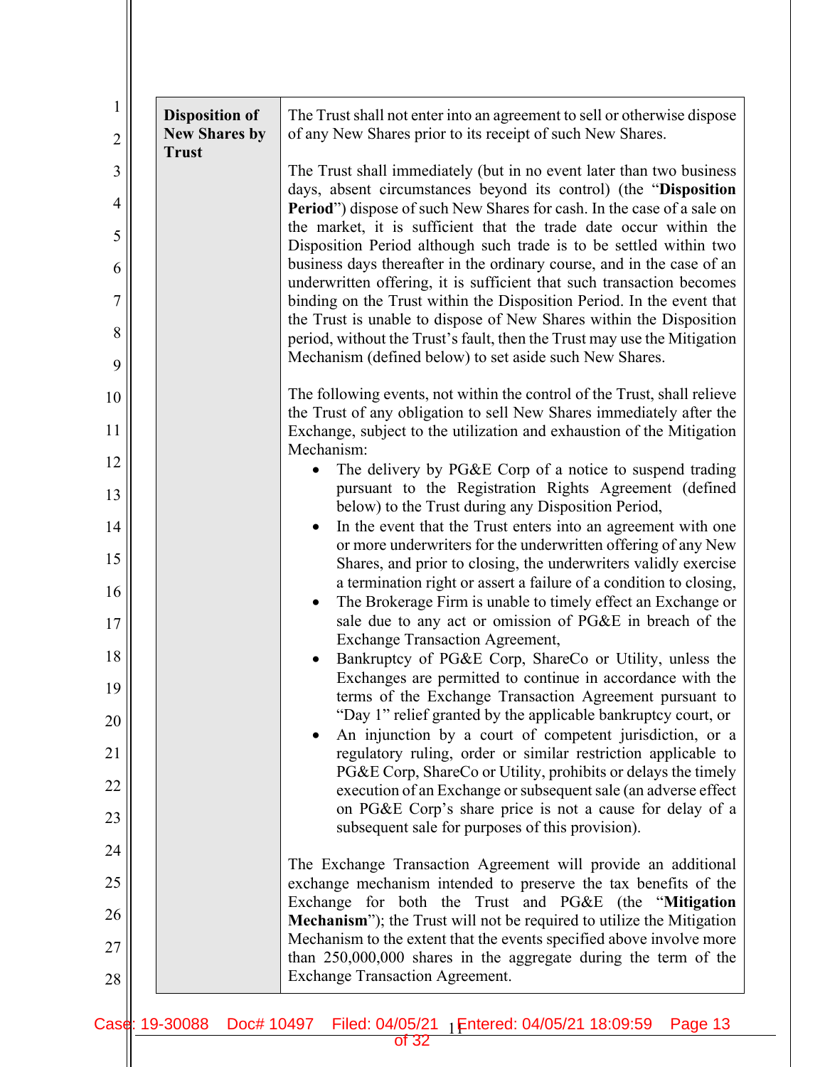| | |
|---|---|
| **Disposition of New Shares by Trust** | The Trust shall not enter into an agreement to sell or otherwise dispose of any New Shares prior to its receipt of such New Shares.<br><br>The Trust shall immediately (but in no event later than two business days, absent circumstances beyond its control) (the "**Disposition Period**") dispose of such New Shares for cash. In the case of a sale on the market, it is sufficient that the trade date occur within the Disposition Period although such trade is to be settled within two business days thereafter in the ordinary course, and in the case of an underwritten offering, it is sufficient that such transaction becomes binding on the Trust within the Disposition Period. In the event that the Trust is unable to dispose of New Shares within the Disposition period, without the Trust's fault, then the Trust may use the Mitigation Mechanism (defined below) to set aside such New Shares.<br><br>The following events, not within the control of the Trust, shall relieve the Trust of any obligation to sell New Shares immediately after the Exchange, subject to the utilization and exhaustion of the Mitigation Mechanism:<br>• The delivery by PG&E Corp of a notice to suspend trading pursuant to the Registration Rights Agreement (defined below) to the Trust during any Disposition Period,<br>• In the event that the Trust enters into an agreement with one or more underwriters for the underwritten offering of any New Shares, and prior to closing, the underwriters validly exercise a termination right or assert a failure of a condition to closing,<br>• The Brokerage Firm is unable to timely effect an Exchange or sale due to any act or omission of PG&E in breach of the Exchange Transaction Agreement,<br>• Bankruptcy of PG&E Corp, ShareCo or Utility, unless the Exchanges are permitted to continue in accordance with the terms of the Exchange Transaction Agreement pursuant to "Day 1" relief granted by the applicable bankruptcy court, or<br>• An injunction by a court of competent jurisdiction, or a regulatory ruling, order or similar restriction applicable to PG&E Corp, ShareCo or Utility, prohibits or delays the timely execution of an Exchange or subsequent sale (an adverse effect on PG&E Corp's share price is not a cause for delay of a subsequent sale for purposes of this provision).<br><br>The Exchange Transaction Agreement will provide an additional exchange mechanism intended to preserve the tax benefits of the Exchange for both the Trust and PG&E (the "**Mitigation Mechanism**"); the Trust will not be required to utilize the Mitigation Mechanism to the extent that the events specified above involve more than 250,000,000 shares in the aggregate during the term of the Exchange Transaction Agreement. |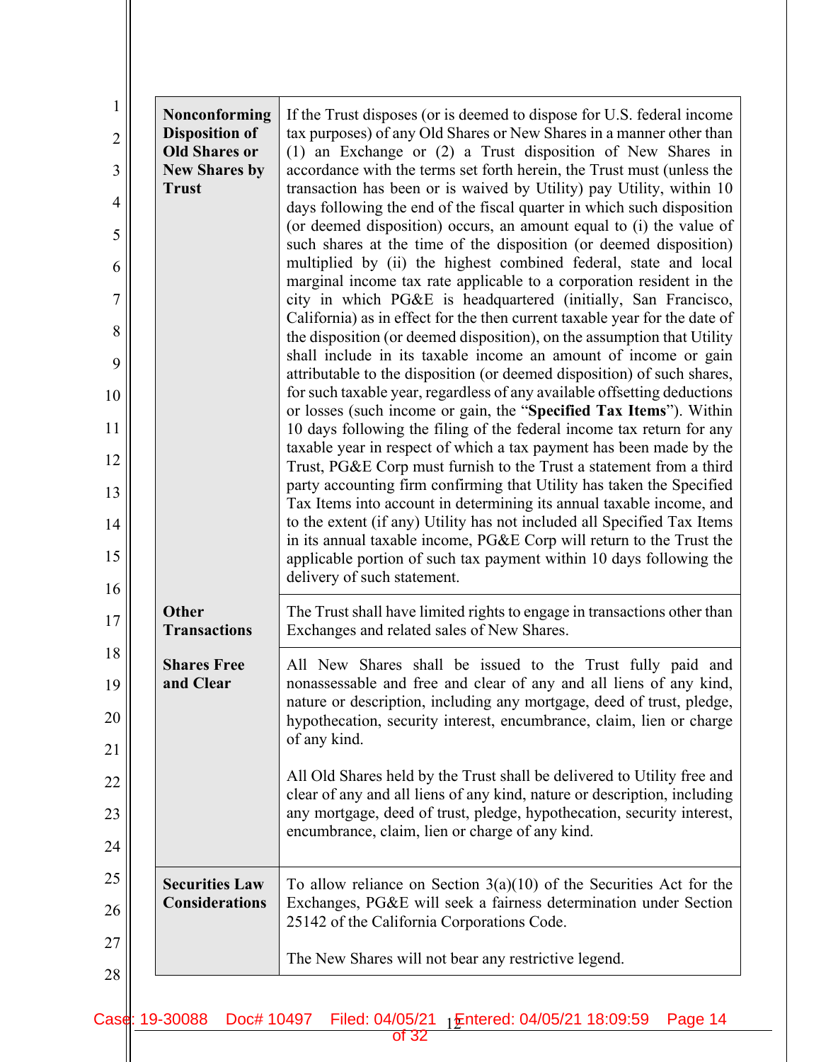| | |
|---|---|
| **Nonconforming Disposition of Old Shares or New Shares by Trust** | If the Trust disposes (or is deemed to dispose for U.S. federal income tax purposes) of any Old Shares or New Shares in a manner other than (1) an Exchange or (2) a Trust disposition of New Shares in accordance with the terms set forth herein, the Trust must (unless the transaction has been or is waived by Utility) pay Utility, within 10 days following the end of the fiscal quarter in which such disposition (or deemed disposition) occurs, an amount equal to (i) the value of such shares at the time of the disposition (or deemed disposition) multiplied by (ii) the highest combined federal, state and local marginal income tax rate applicable to a corporation resident in the city in which PG&E is headquartered (initially, San Francisco, California) as in effect for the then current taxable year for the date of the disposition (or deemed disposition), on the assumption that Utility shall include in its taxable income an amount of income or gain attributable to the disposition (or deemed disposition) of such shares, for such taxable year, regardless of any available offsetting deductions or losses (such income or gain, the "**Specified Tax Items**"). Within 10 days following the filing of the federal income tax return for any taxable year in respect of which a tax payment has been made by the Trust, PG&E Corp must furnish to the Trust a statement from a third party accounting firm confirming that Utility has taken the Specified Tax Items into account in determining its annual taxable income, and to the extent (if any) Utility has not included all Specified Tax Items in its annual taxable income, PG&E Corp will return to the Trust the applicable portion of such tax payment within 10 days following the delivery of such statement. |
| **Other Transactions** | The Trust shall have limited rights to engage in transactions other than Exchanges and related sales of New Shares. |
| **Shares Free and Clear** | All New Shares shall be issued to the Trust fully paid and nonassessable and free and clear of any and all liens of any kind, nature or description, including any mortgage, deed of trust, pledge, hypothecation, security interest, encumbrance, claim, lien or charge of any kind.<br><br>All Old Shares held by the Trust shall be delivered to Utility free and clear of any and all liens of any kind, nature or description, including any mortgage, deed of trust, pledge, hypothecation, security interest, encumbrance, claim, lien or charge of any kind. |
| **Securities Law Considerations** | To allow reliance on Section 3(a)(10) of the Securities Act for the Exchanges, PG&E will seek a fairness determination under Section 25142 of the California Corporations Code.<br><br>The New Shares will not bear any restrictive legend. |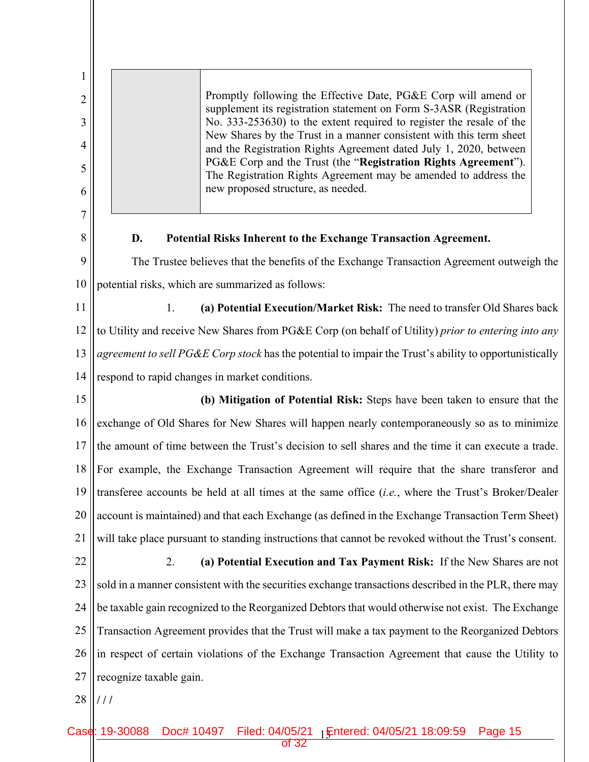| | |
|---|---|
| | Promptly following the Effective Date, PG&E Corp will amend or supplement its registration statement on Form S-3ASR (Registration No. 333-253630) to the extent required to register the resale of the New Shares by the Trust in a manner consistent with this term sheet and the Registration Rights Agreement dated July 1, 2020, between PG&E Corp and the Trust (the "**Registration Rights Agreement**"). The Registration Rights Agreement may be amended to address the new proposed structure, as needed. |

### D. Potential Risks Inherent to the Exchange Transaction Agreement.

The Trustee believes that the benefits of the Exchange Transaction Agreement outweigh the potential risks, which are summarized as follows:

1. **(a) Potential Execution/Market Risk:** The need to transfer Old Shares back to Utility and receive New Shares from PG&E Corp (on behalf of Utility) *prior to entering into any agreement to sell PG&E Corp stock* has the potential to impair the Trust's ability to opportunistically respond to rapid changes in market conditions.

   **(b) Mitigation of Potential Risk:** Steps have been taken to ensure that the exchange of Old Shares for New Shares will happen nearly contemporaneously so as to minimize the amount of time between the Trust's decision to sell shares and the time it can execute a trade. For example, the Exchange Transaction Agreement will require that the share transferor and transferee accounts be held at all times at the same office (*i.e.*, where the Trust's Broker/Dealer account is maintained) and that each Exchange (as defined in the Exchange Transaction Term Sheet) will take place pursuant to standing instructions that cannot be revoked without the Trust's consent.

2. **(a) Potential Execution and Tax Payment Risk:** If the New Shares are not sold in a manner consistent with the securities exchange transactions described in the PLR, there may be taxable gain recognized to the Reorganized Debtors that would otherwise not exist. The Exchange Transaction Agreement provides that the Trust will make a tax payment to the Reorganized Debtors in respect of certain violations of the Exchange Transaction Agreement that cause the Utility to recognize taxable gain.

/ / /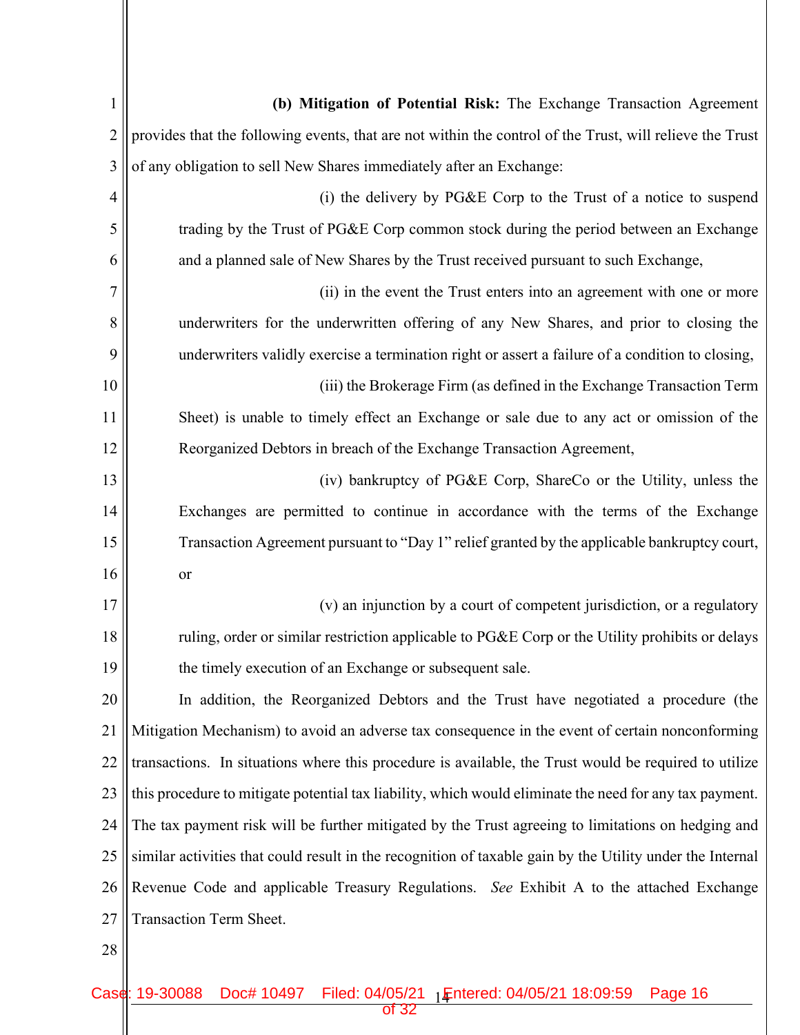**(b) Mitigation of Potential Risk:** The Exchange Transaction Agreement provides that the following events, that are not within the control of the Trust, will relieve the Trust of any obligation to sell New Shares immediately after an Exchange:

(i) the delivery by PG&E Corp to the Trust of a notice to suspend trading by the Trust of PG&E Corp common stock during the period between an Exchange and a planned sale of New Shares by the Trust received pursuant to such Exchange,

(ii) in the event the Trust enters into an agreement with one or more underwriters for the underwritten offering of any New Shares, and prior to closing the underwriters validly exercise a termination right or assert a failure of a condition to closing,

(iii) the Brokerage Firm (as defined in the Exchange Transaction Term Sheet) is unable to timely effect an Exchange or sale due to any act or omission of the Reorganized Debtors in breach of the Exchange Transaction Agreement,

(iv) bankruptcy of PG&E Corp, ShareCo or the Utility, unless the Exchanges are permitted to continue in accordance with the terms of the Exchange Transaction Agreement pursuant to "Day 1" relief granted by the applicable bankruptcy court, or

(v) an injunction by a court of competent jurisdiction, or a regulatory ruling, order or similar restriction applicable to PG&E Corp or the Utility prohibits or delays the timely execution of an Exchange or subsequent sale.

In addition, the Reorganized Debtors and the Trust have negotiated a procedure (the Mitigation Mechanism) to avoid an adverse tax consequence in the event of certain nonconforming transactions. In situations where this procedure is available, the Trust would be required to utilize this procedure to mitigate potential tax liability, which would eliminate the need for any tax payment. The tax payment risk will be further mitigated by the Trust agreeing to limitations on hedging and similar activities that could result in the recognition of taxable gain by the Utility under the Internal Revenue Code and applicable Treasury Regulations. *See* Exhibit A to the attached Exchange Transaction Term Sheet.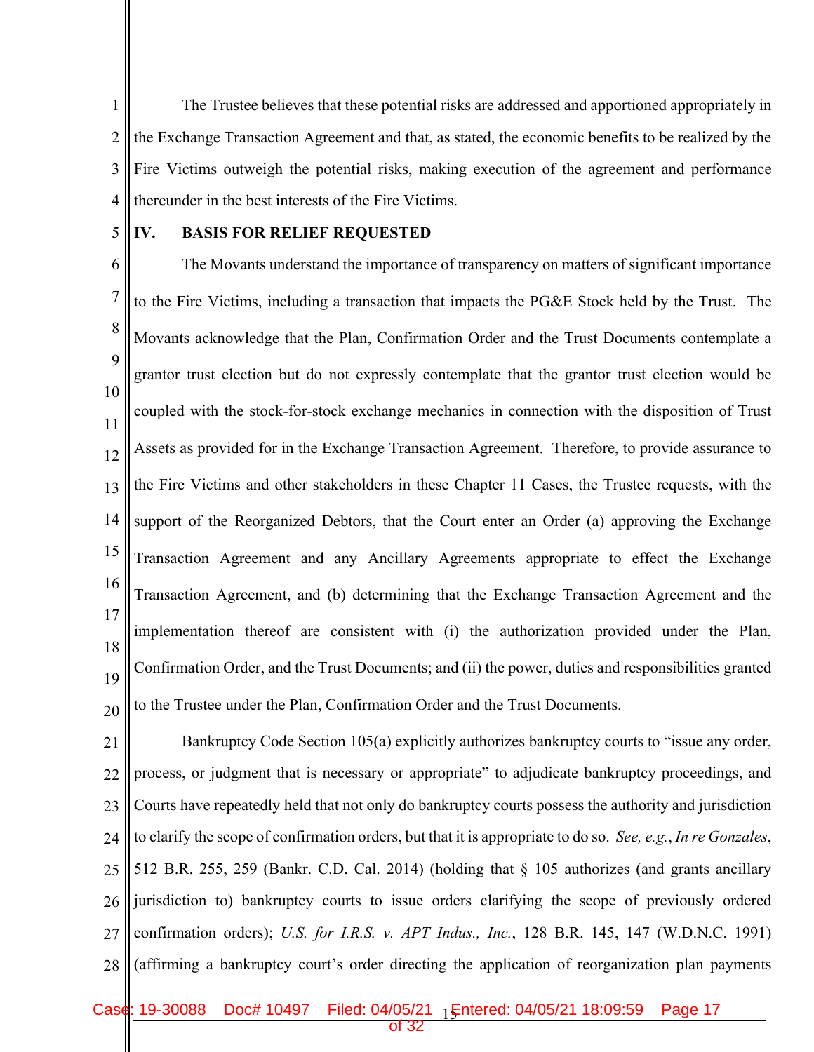The Trustee believes that these potential risks are addressed and apportioned appropriately in the Exchange Transaction Agreement and that, as stated, the economic benefits to be realized by the Fire Victims outweigh the potential risks, making execution of the agreement and performance thereunder in the best interests of the Fire Victims.

## IV. BASIS FOR RELIEF REQUESTED

The Movants understand the importance of transparency on matters of significant importance to the Fire Victims, including a transaction that impacts the PG&E Stock held by the Trust. The Movants acknowledge that the Plan, Confirmation Order and the Trust Documents contemplate a grantor trust election but do not expressly contemplate that the grantor trust election would be coupled with the stock-for-stock exchange mechanics in connection with the disposition of Trust Assets as provided for in the Exchange Transaction Agreement. Therefore, to provide assurance to the Fire Victims and other stakeholders in these Chapter 11 Cases, the Trustee requests, with the support of the Reorganized Debtors, that the Court enter an Order (a) approving the Exchange Transaction Agreement and any Ancillary Agreements appropriate to effect the Exchange Transaction Agreement, and (b) determining that the Exchange Transaction Agreement and the implementation thereof are consistent with (i) the authorization provided under the Plan, Confirmation Order, and the Trust Documents; and (ii) the power, duties and responsibilities granted to the Trustee under the Plan, Confirmation Order and the Trust Documents.

Bankruptcy Code Section 105(a) explicitly authorizes bankruptcy courts to "issue any order, process, or judgment that is necessary or appropriate" to adjudicate bankruptcy proceedings, and Courts have repeatedly held that not only do bankruptcy courts possess the authority and jurisdiction to clarify the scope of confirmation orders, but that it is appropriate to do so. *See, e.g.*, *In re Gonzales*, 512 B.R. 255, 259 (Bankr. C.D. Cal. 2014) (holding that § 105 authorizes (and grants ancillary jurisdiction to) bankruptcy courts to issue orders clarifying the scope of previously ordered confirmation orders); *U.S. for I.R.S. v. APT Indus., Inc.*, 128 B.R. 145, 147 (W.D.N.C. 1991) (affirming a bankruptcy court's order directing the application of reorganization plan payments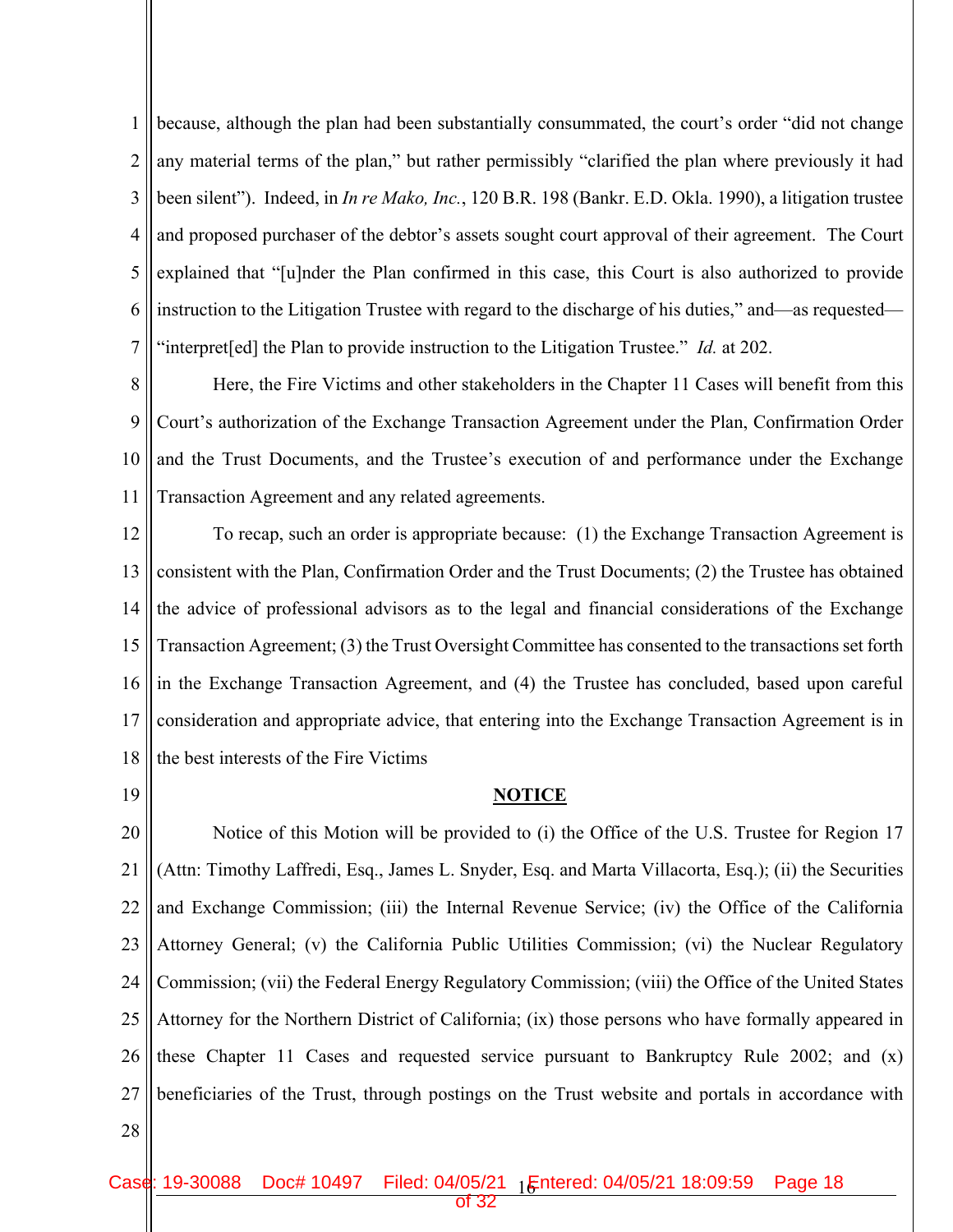because, although the plan had been substantially consummated, the court's order "did not change any material terms of the plan," but rather permissibly "clarified the plan where previously it had been silent"). Indeed, in *In re Mako, Inc.*, 120 B.R. 198 (Bankr. E.D. Okla. 1990), a litigation trustee and proposed purchaser of the debtor's assets sought court approval of their agreement. The Court explained that "[u]nder the Plan confirmed in this case, this Court is also authorized to provide instruction to the Litigation Trustee with regard to the discharge of his duties," and—as requested—"interpret[ed] the Plan to provide instruction to the Litigation Trustee." *Id.* at 202.

Here, the Fire Victims and other stakeholders in the Chapter 11 Cases will benefit from this Court's authorization of the Exchange Transaction Agreement under the Plan, Confirmation Order and the Trust Documents, and the Trustee's execution of and performance under the Exchange Transaction Agreement and any related agreements.

To recap, such an order is appropriate because: (1) the Exchange Transaction Agreement is consistent with the Plan, Confirmation Order and the Trust Documents; (2) the Trustee has obtained the advice of professional advisors as to the legal and financial considerations of the Exchange Transaction Agreement; (3) the Trust Oversight Committee has consented to the transactions set forth in the Exchange Transaction Agreement, and (4) the Trustee has concluded, based upon careful consideration and appropriate advice, that entering into the Exchange Transaction Agreement is in the best interests of the Fire Victims

## NOTICE

Notice of this Motion will be provided to (i) the Office of the U.S. Trustee for Region 17 (Attn: Timothy Laffredi, Esq., James L. Snyder, Esq. and Marta Villacorta, Esq.); (ii) the Securities and Exchange Commission; (iii) the Internal Revenue Service; (iv) the Office of the California Attorney General; (v) the California Public Utilities Commission; (vi) the Nuclear Regulatory Commission; (vii) the Federal Energy Regulatory Commission; (viii) the Office of the United States Attorney for the Northern District of California; (ix) those persons who have formally appeared in these Chapter 11 Cases and requested service pursuant to Bankruptcy Rule 2002; and (x) beneficiaries of the Trust, through postings on the Trust website and portals in accordance with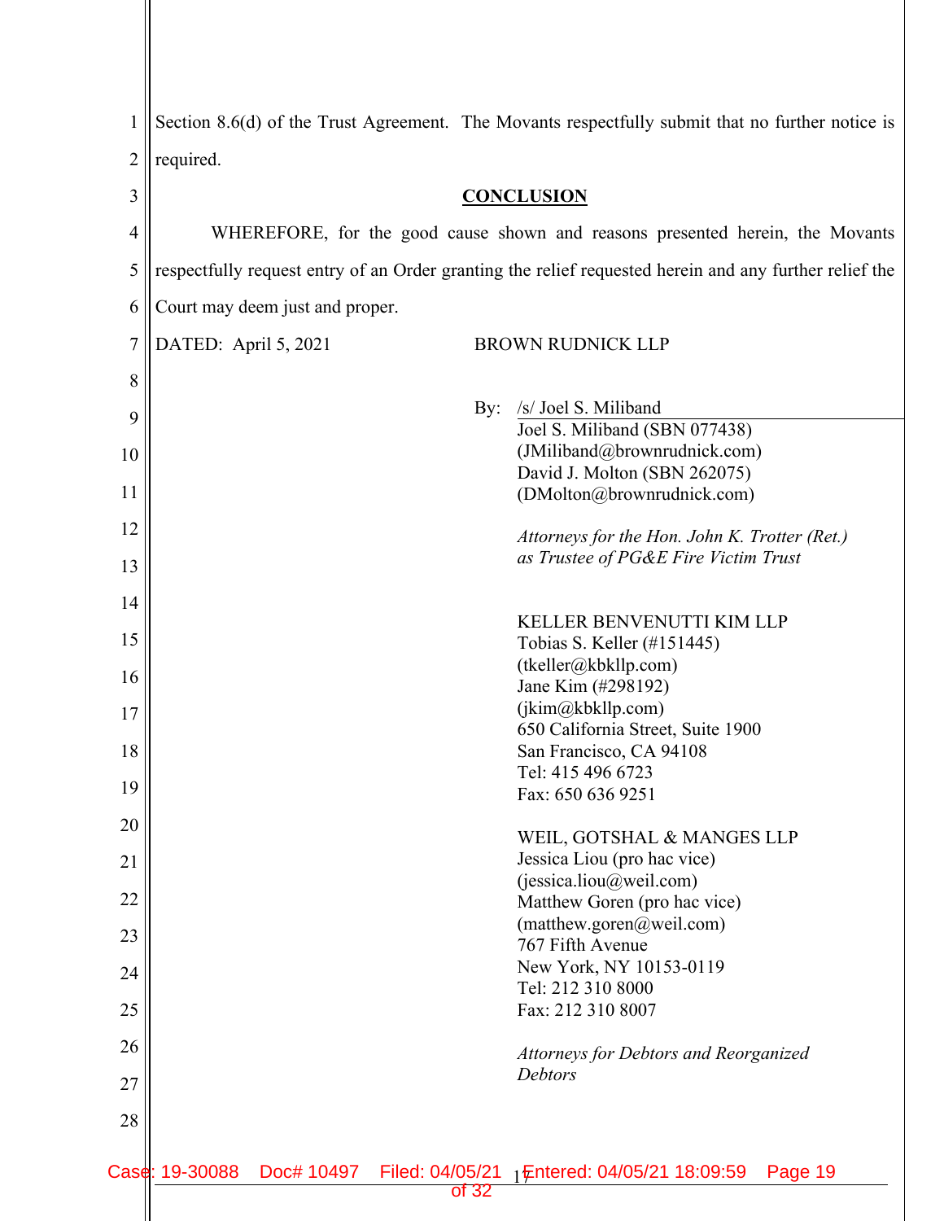Section 8.6(d) of the Trust Agreement. The Movants respectfully submit that no further notice is required.

## CONCLUSION

WHEREFORE, for the good cause shown and reasons presented herein, the Movants respectfully request entry of an Order granting the relief requested herein and any further relief the Court may deem just and proper.

DATED: April 5, 2021

BROWN RUDNICK LLP

By: /s/ Joel S. Miliband
Joel S. Miliband (SBN 077438)
(JMiliband@brownrudnick.com)
David J. Molton (SBN 262075)
(DMolton@brownrudnick.com)

*Attorneys for the Hon. John K. Trotter (Ret.) as Trustee of PG&E Fire Victim Trust*

KELLER BENVENUTTI KIM LLP
Tobias S. Keller (#151445)
(tkeller@kbkllp.com)
Jane Kim (#298192)
(jkim@kbkllp.com)
650 California Street, Suite 1900
San Francisco, CA 94108
Tel: 415 496 6723
Fax: 650 636 9251

WEIL, GOTSHAL & MANGES LLP
Jessica Liou (pro hac vice)
(jessica.liou@weil.com)
Matthew Goren (pro hac vice)
(matthew.goren@weil.com)
767 Fifth Avenue
New York, NY 10153-0119
Tel: 212 310 8000
Fax: 212 310 8007

*Attorneys for Debtors and Reorganized Debtors*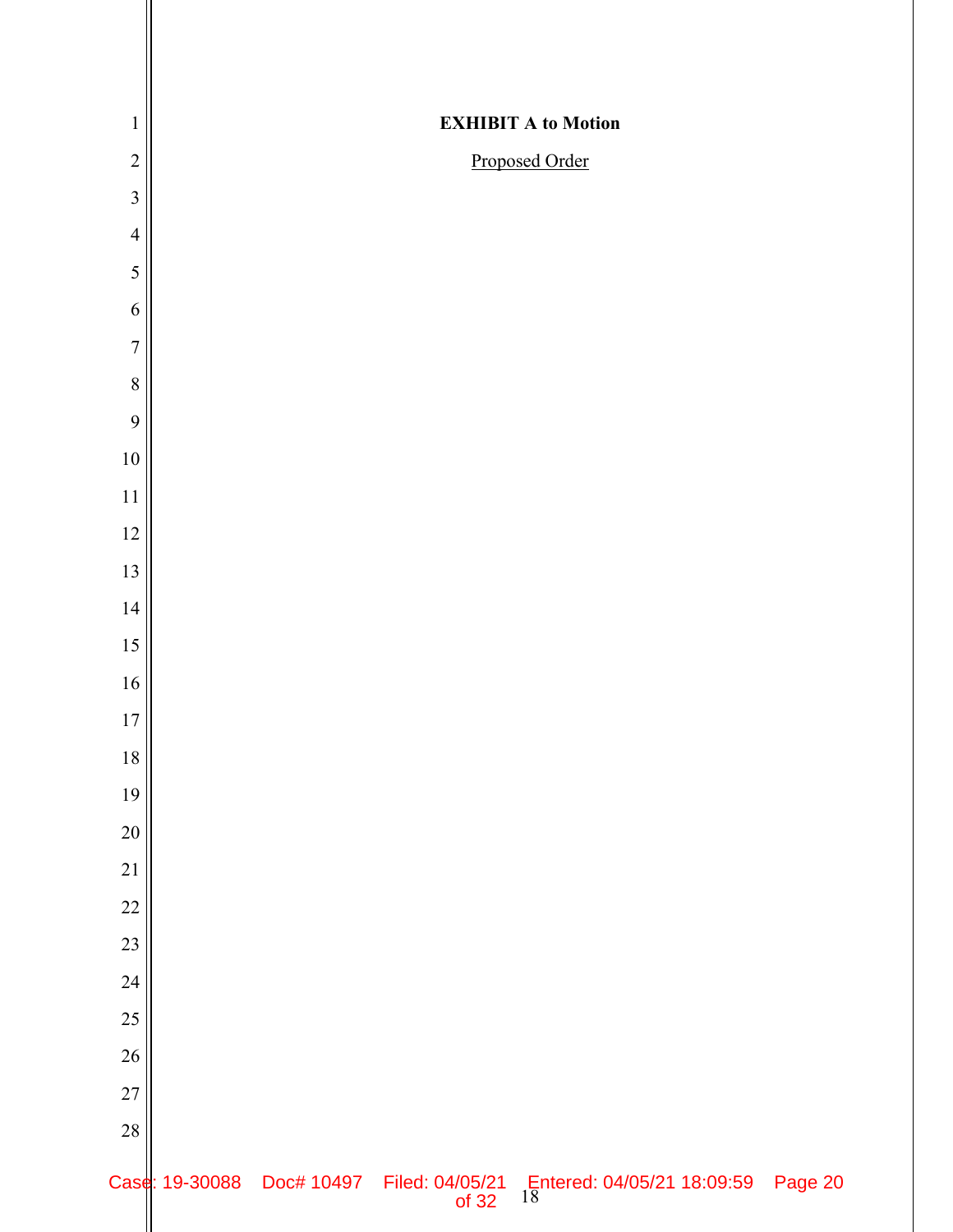**EXHIBIT A to Motion**

Proposed Order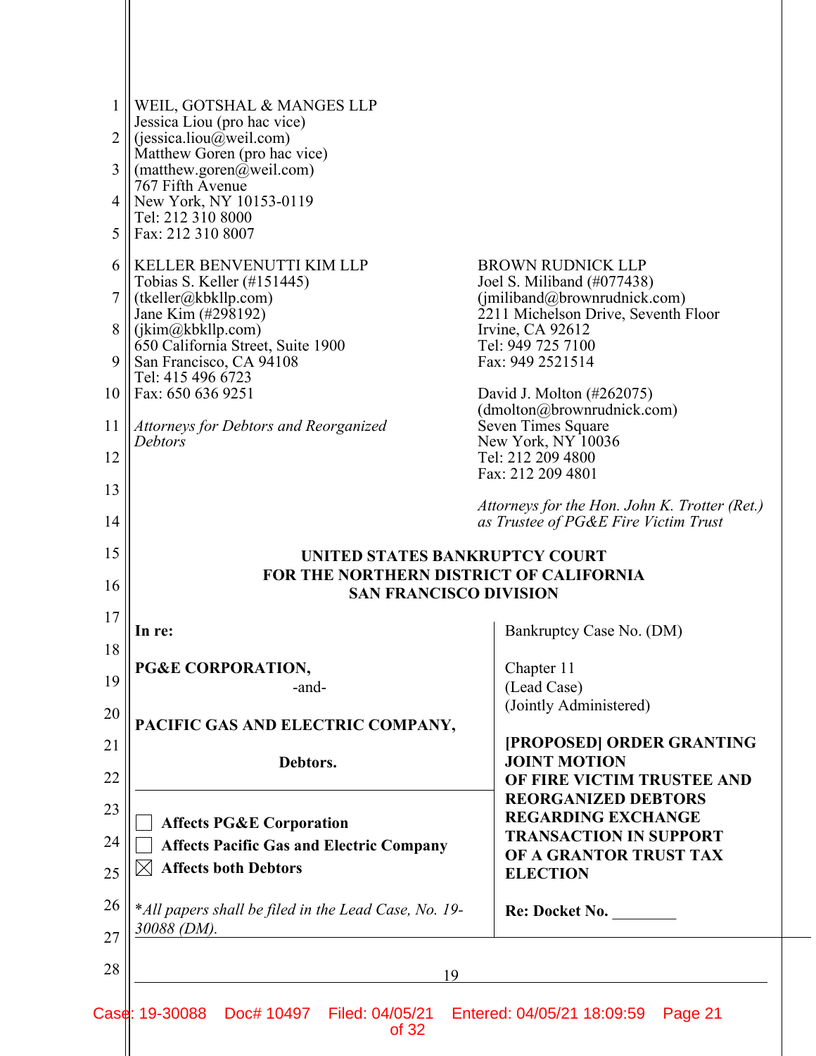WEIL, GOTSHAL & MANGES LLP
Jessica Liou (pro hac vice)
(jessica.liou@weil.com)
Matthew Goren (pro hac vice)
(matthew.goren@weil.com)
767 Fifth Avenue
New York, NY 10153-0119
Tel: 212 310 8000
Fax: 212 310 8007

KELLER BENVENUTTI KIM LLP
Tobias S. Keller (#151445)
(tkeller@kbkllp.com)
Jane Kim (#298192)
(jkim@kbkllp.com)
650 California Street, Suite 1900
San Francisco, CA 94108
Tel: 415 496 6723
Fax: 650 636 9251

*Attorneys for Debtors and Reorganized Debtors*

BROWN RUDNICK LLP
Joel S. Miliband (#077438)
(jmiliband@brownrudnick.com)
2211 Michelson Drive, Seventh Floor
Irvine, CA 92612
Tel: 949 725 7100
Fax: 949 2521514

David J. Molton (#262075)
(dmolton@brownrudnick.com)
Seven Times Square
New York, NY 10036
Tel: 212 209 4800
Fax: 212 209 4801

*Attorneys for the Hon. John K. Trotter (Ret.) as Trustee of PG&E Fire Victim Trust*

**UNITED STATES BANKRUPTCY COURT**
**FOR THE NORTHERN DISTRICT OF CALIFORNIA**
**SAN FRANCISCO DIVISION**

**In re:**

**PG&E CORPORATION,**

-and-

**PACIFIC GAS AND ELECTRIC COMPANY,**

**Debtors.**

☐ **Affects PG&E Corporation**
☐ **Affects Pacific Gas and Electric Company**
☒ **Affects both Debtors**

*\*All papers shall be filed in the Lead Case, No. 19-30088 (DM).*

Bankruptcy Case No. (DM)

Chapter 11
(Lead Case)
(Jointly Administered)

**[PROPOSED] ORDER GRANTING JOINT MOTION OF FIRE VICTIM TRUSTEE AND REORGANIZED DEBTORS REGARDING EXCHANGE TRANSACTION IN SUPPORT OF A GRANTOR TRUST TAX ELECTION**

**Re: Docket No. \_\_\_\_\_\_\_\_**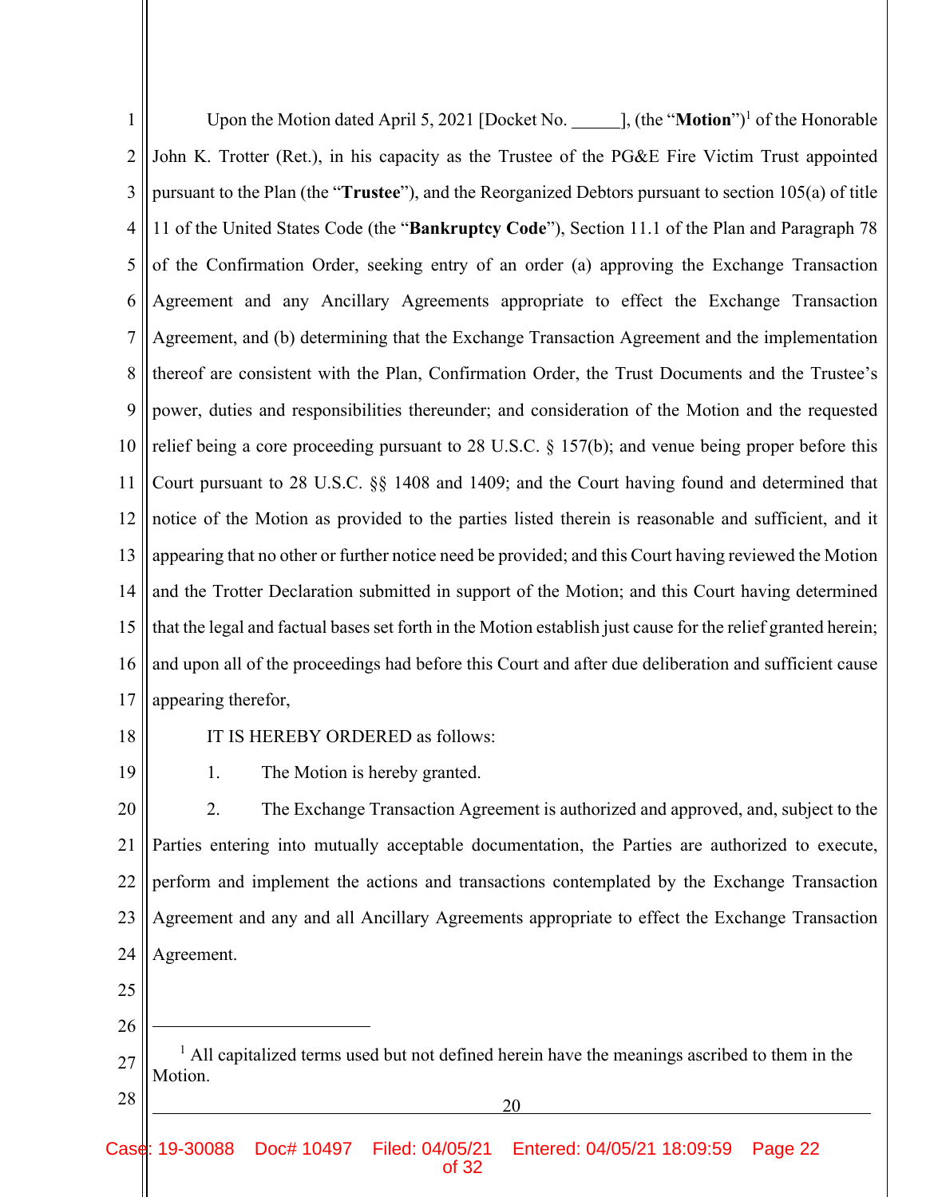Upon the Motion dated April 5, 2021 [Docket No. \_\_\_\_\_\_], (the "**Motion**")[1] of the Honorable John K. Trotter (Ret.), in his capacity as the Trustee of the PG&E Fire Victim Trust appointed pursuant to the Plan (the "**Trustee**"), and the Reorganized Debtors pursuant to section 105(a) of title 11 of the United States Code (the "**Bankruptcy Code**"), Section 11.1 of the Plan and Paragraph 78 of the Confirmation Order, seeking entry of an order (a) approving the Exchange Transaction Agreement and any Ancillary Agreements appropriate to effect the Exchange Transaction Agreement, and (b) determining that the Exchange Transaction Agreement and the implementation thereof are consistent with the Plan, Confirmation Order, the Trust Documents and the Trustee's power, duties and responsibilities thereunder; and consideration of the Motion and the requested relief being a core proceeding pursuant to 28 U.S.C. § 157(b); and venue being proper before this Court pursuant to 28 U.S.C. §§ 1408 and 1409; and the Court having found and determined that notice of the Motion as provided to the parties listed therein is reasonable and sufficient, and it appearing that no other or further notice need be provided; and this Court having reviewed the Motion and the Trotter Declaration submitted in support of the Motion; and this Court having determined that the legal and factual bases set forth in the Motion establish just cause for the relief granted herein; and upon all of the proceedings had before this Court and after due deliberation and sufficient cause appearing therefor,

IT IS HEREBY ORDERED as follows:

1. The Motion is hereby granted.

2. The Exchange Transaction Agreement is authorized and approved, and, subject to the Parties entering into mutually acceptable documentation, the Parties are authorized to execute, perform and implement the actions and transactions contemplated by the Exchange Transaction Agreement and any and all Ancillary Agreements appropriate to effect the Exchange Transaction Agreement.

[1] All capitalized terms used but not defined herein have the meanings ascribed to them in the Motion.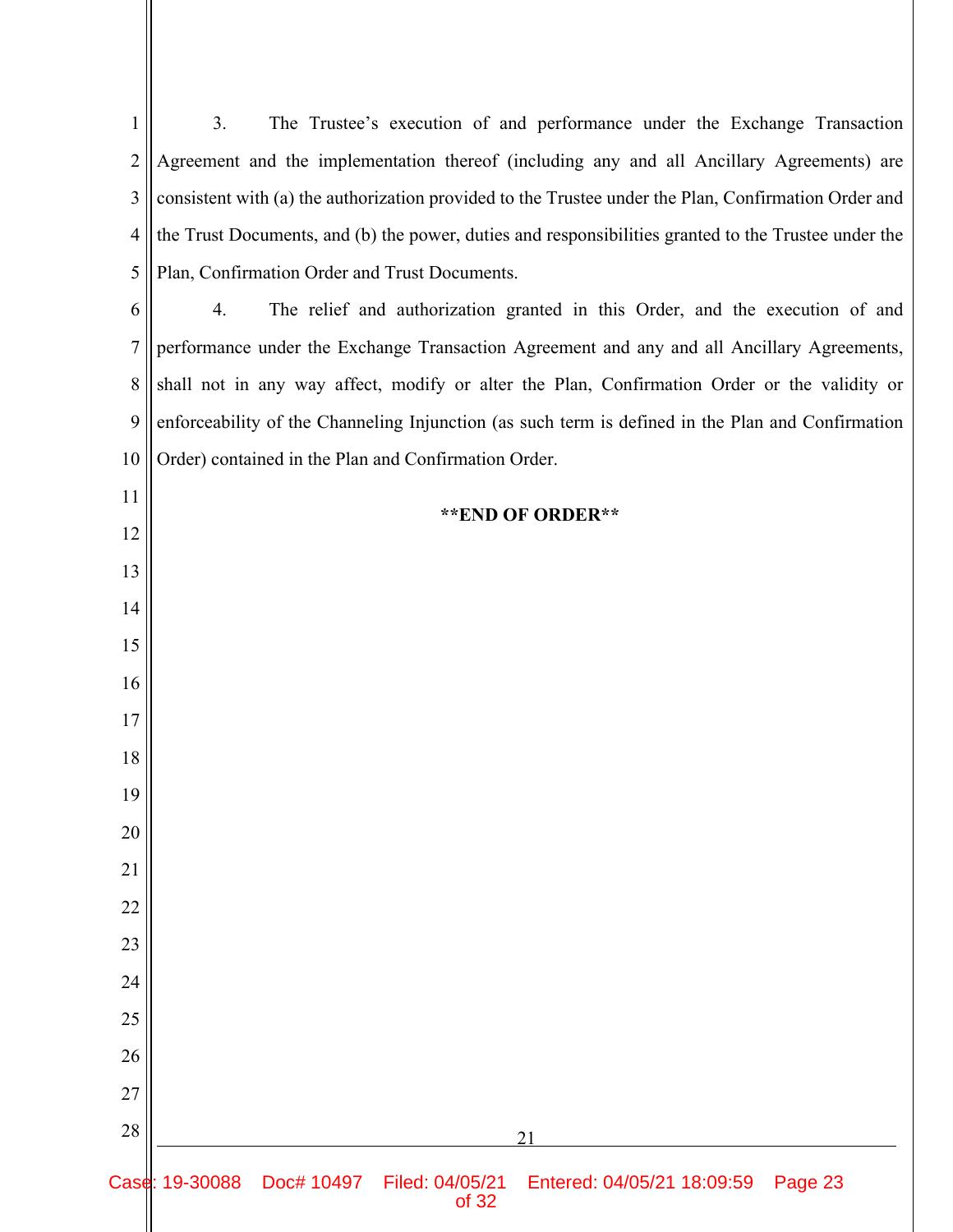3. The Trustee's execution of and performance under the Exchange Transaction Agreement and the implementation thereof (including any and all Ancillary Agreements) are consistent with (a) the authorization provided to the Trustee under the Plan, Confirmation Order and the Trust Documents, and (b) the power, duties and responsibilities granted to the Trustee under the Plan, Confirmation Order and Trust Documents.

4. The relief and authorization granted in this Order, and the execution of and performance under the Exchange Transaction Agreement and any and all Ancillary Agreements, shall not in any way affect, modify or alter the Plan, Confirmation Order or the validity or enforceability of the Channeling Injunction (as such term is defined in the Plan and Confirmation Order) contained in the Plan and Confirmation Order.

**\*\*END OF ORDER\*\***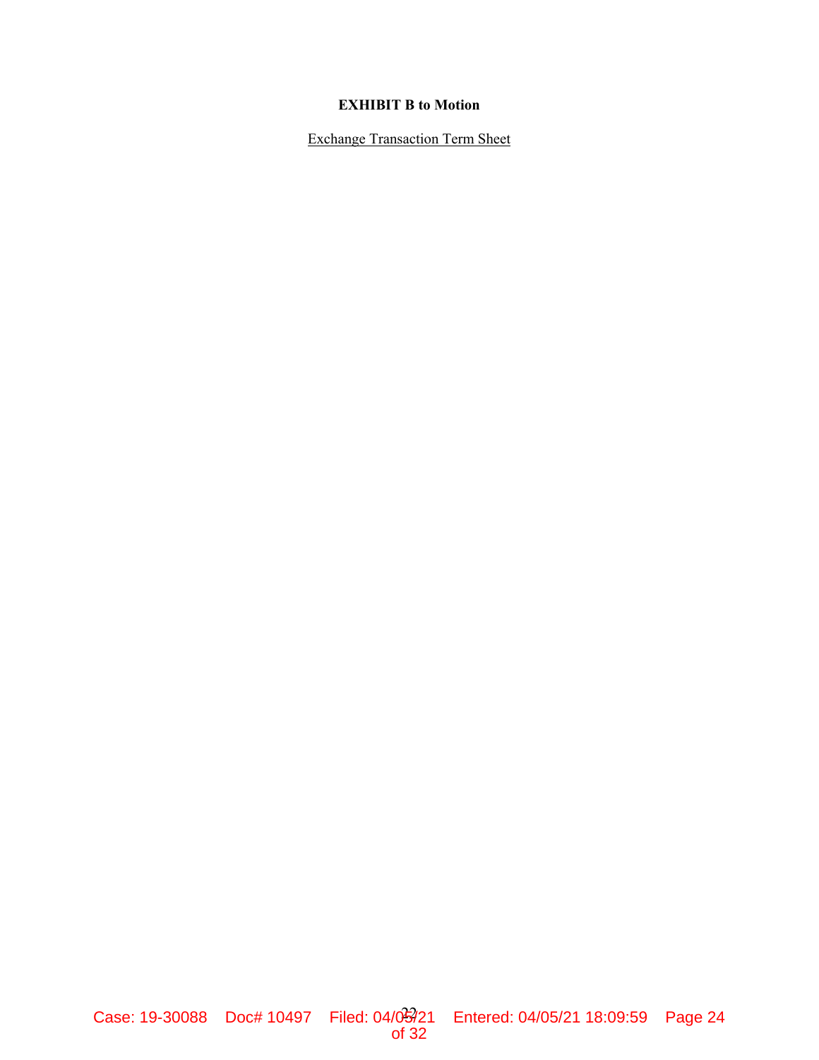**EXHIBIT B to Motion**

Exchange Transaction Term Sheet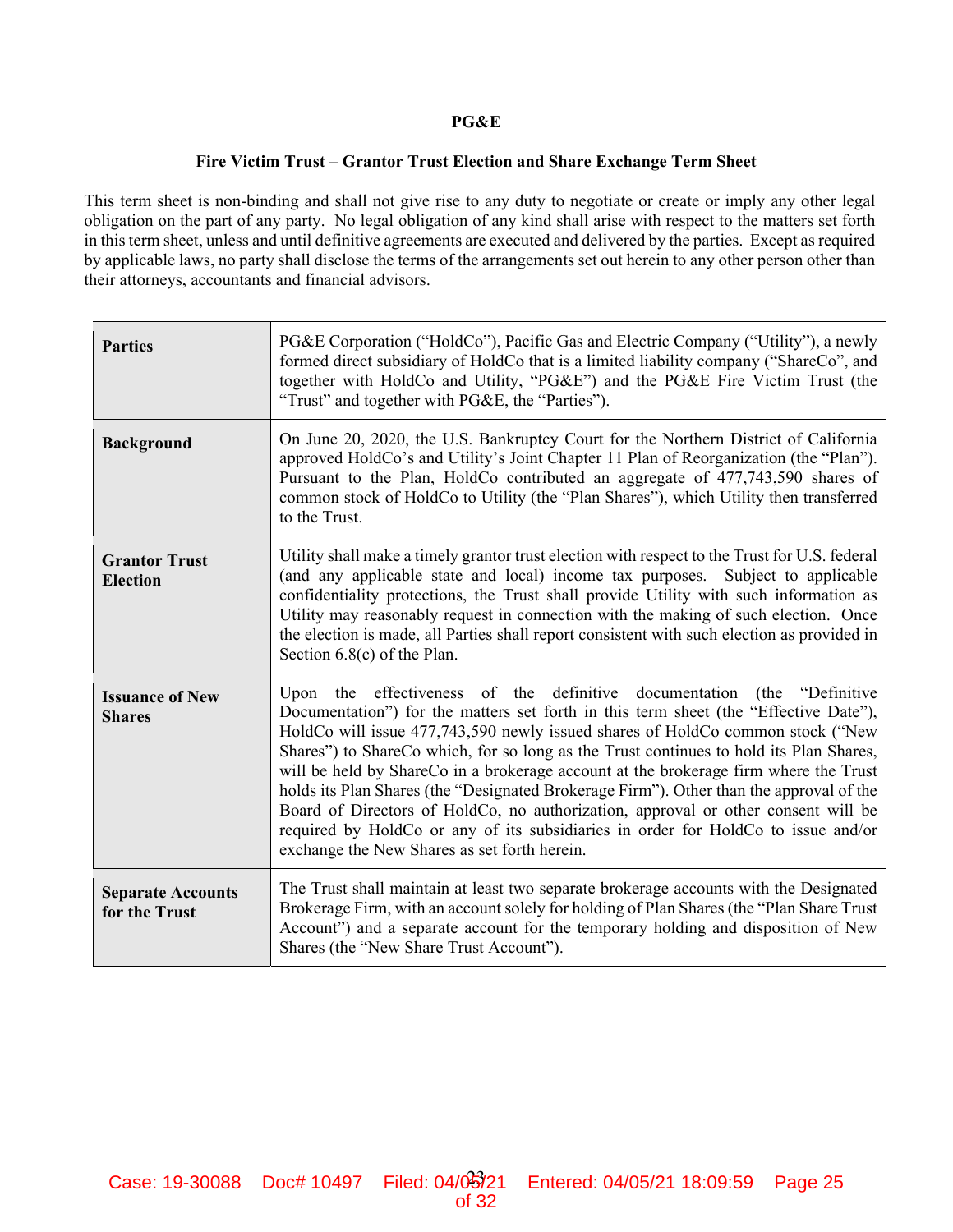**PG&E**

**Fire Victim Trust – Grantor Trust Election and Share Exchange Term Sheet**

This term sheet is non-binding and shall not give rise to any duty to negotiate or create or imply any other legal obligation on the part of any party. No legal obligation of any kind shall arise with respect to the matters set forth in this term sheet, unless and until definitive agreements are executed and delivered by the parties. Except as required by applicable laws, no party shall disclose the terms of the arrangements set out herein to any other person other than their attorneys, accountants and financial advisors.

| | |
|---|---|
| **Parties** | PG&E Corporation ("HoldCo"), Pacific Gas and Electric Company ("Utility"), a newly formed direct subsidiary of HoldCo that is a limited liability company ("ShareCo", and together with HoldCo and Utility, "PG&E") and the PG&E Fire Victim Trust (the "Trust" and together with PG&E, the "Parties"). |
| **Background** | On June 20, 2020, the U.S. Bankruptcy Court for the Northern District of California approved HoldCo's and Utility's Joint Chapter 11 Plan of Reorganization (the "Plan"). Pursuant to the Plan, HoldCo contributed an aggregate of 477,743,590 shares of common stock of HoldCo to Utility (the "Plan Shares"), which Utility then transferred to the Trust. |
| **Grantor Trust Election** | Utility shall make a timely grantor trust election with respect to the Trust for U.S. federal (and any applicable state and local) income tax purposes. Subject to applicable confidentiality protections, the Trust shall provide Utility with such information as Utility may reasonably request in connection with the making of such election. Once the election is made, all Parties shall report consistent with such election as provided in Section 6.8(c) of the Plan. |
| **Issuance of New Shares** | Upon the effectiveness of the definitive documentation (the "Definitive Documentation") for the matters set forth in this term sheet (the "Effective Date"), HoldCo will issue 477,743,590 newly issued shares of HoldCo common stock ("New Shares") to ShareCo which, for so long as the Trust continues to hold its Plan Shares, will be held by ShareCo in a brokerage account at the brokerage firm where the Trust holds its Plan Shares (the "Designated Brokerage Firm"). Other than the approval of the Board of Directors of HoldCo, no authorization, approval or other consent will be required by HoldCo or any of its subsidiaries in order for HoldCo to issue and/or exchange the New Shares as set forth herein. |
| **Separate Accounts for the Trust** | The Trust shall maintain at least two separate brokerage accounts with the Designated Brokerage Firm, with an account solely for holding of Plan Shares (the "Plan Share Trust Account") and a separate account for the temporary holding and disposition of New Shares (the "New Share Trust Account"). |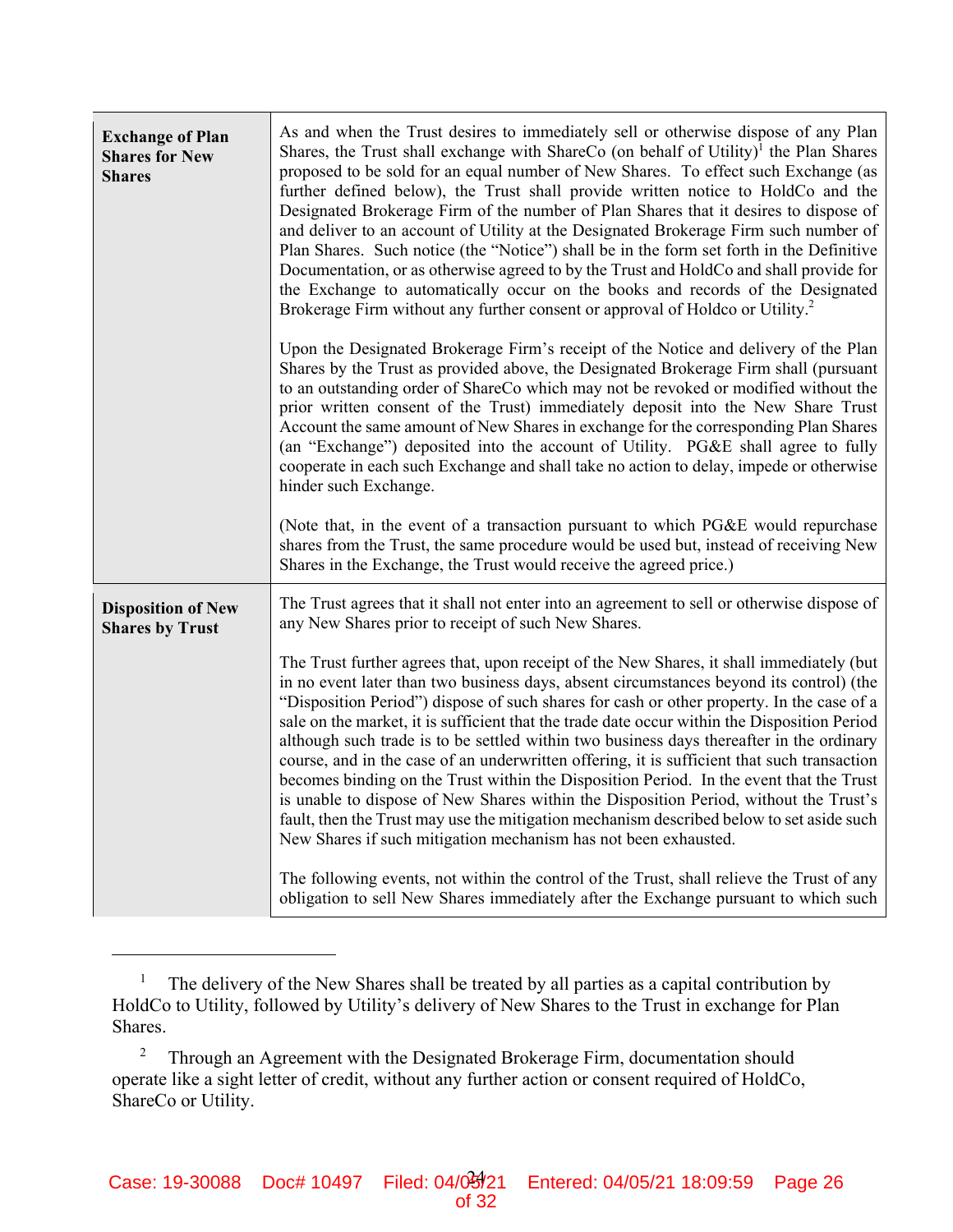| | |
|---|---|
| **Exchange of Plan Shares for New Shares** | As and when the Trust desires to immediately sell or otherwise dispose of any Plan Shares, the Trust shall exchange with ShareCo (on behalf of Utility)[1] the Plan Shares proposed to be sold for an equal number of New Shares. To effect such Exchange (as further defined below), the Trust shall provide written notice to HoldCo and the Designated Brokerage Firm of the number of Plan Shares that it desires to dispose of and deliver to an account of Utility at the Designated Brokerage Firm such number of Plan Shares. Such notice (the "Notice") shall be in the form set forth in the Definitive Documentation, or as otherwise agreed to by the Trust and HoldCo and shall provide for the Exchange to automatically occur on the books and records of the Designated Brokerage Firm without any further consent or approval of Holdco or Utility.[2]<br><br>Upon the Designated Brokerage Firm's receipt of the Notice and delivery of the Plan Shares by the Trust as provided above, the Designated Brokerage Firm shall (pursuant to an outstanding order of ShareCo which may not be revoked or modified without the prior written consent of the Trust) immediately deposit into the New Share Trust Account the same amount of New Shares in exchange for the corresponding Plan Shares (an "Exchange") deposited into the account of Utility. PG&E shall agree to fully cooperate in each such Exchange and shall take no action to delay, impede or otherwise hinder such Exchange.<br><br>(Note that, in the event of a transaction pursuant to which PG&E would repurchase shares from the Trust, the same procedure would be used but, instead of receiving New Shares in the Exchange, the Trust would receive the agreed price.) |
| **Disposition of New Shares by Trust** | The Trust agrees that it shall not enter into an agreement to sell or otherwise dispose of any New Shares prior to receipt of such New Shares.<br><br>The Trust further agrees that, upon receipt of the New Shares, it shall immediately (but in no event later than two business days, absent circumstances beyond its control) (the "Disposition Period") dispose of such shares for cash or other property. In the case of a sale on the market, it is sufficient that the trade date occur within the Disposition Period although such trade is to be settled within two business days thereafter in the ordinary course, and in the case of an underwritten offering, it is sufficient that such transaction becomes binding on the Trust within the Disposition Period. In the event that the Trust is unable to dispose of New Shares within the Disposition Period, without the Trust's fault, then the Trust may use the mitigation mechanism described below to set aside such New Shares if such mitigation mechanism has not been exhausted.<br><br>The following events, not within the control of the Trust, shall relieve the Trust of any obligation to sell New Shares immediately after the Exchange pursuant to which such |

[1] The delivery of the New Shares shall be treated by all parties as a capital contribution by HoldCo to Utility, followed by Utility's delivery of New Shares to the Trust in exchange for Plan Shares.

[2] Through an Agreement with the Designated Brokerage Firm, documentation should operate like a sight letter of credit, without any further action or consent required of HoldCo, ShareCo or Utility.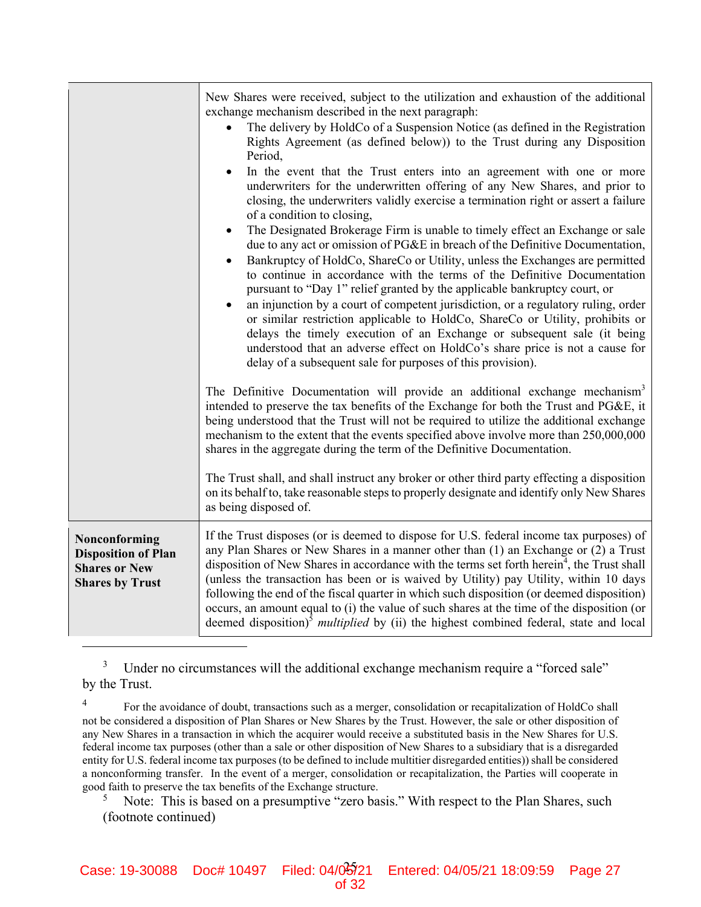| | |
|---|---|
| | New Shares were received, subject to the utilization and exhaustion of the additional exchange mechanism described in the next paragraph:<br>• The delivery by HoldCo of a Suspension Notice (as defined in the Registration Rights Agreement (as defined below)) to the Trust during any Disposition Period,<br>• In the event that the Trust enters into an agreement with one or more underwriters for the underwritten offering of any New Shares, and prior to closing, the underwriters validly exercise a termination right or assert a failure of a condition to closing,<br>• The Designated Brokerage Firm is unable to timely effect an Exchange or sale due to any act or omission of PG&E in breach of the Definitive Documentation,<br>• Bankruptcy of HoldCo, ShareCo or Utility, unless the Exchanges are permitted to continue in accordance with the terms of the Definitive Documentation pursuant to "Day 1" relief granted by the applicable bankruptcy court, or<br>• an injunction by a court of competent jurisdiction, or a regulatory ruling, order or similar restriction applicable to HoldCo, ShareCo or Utility, prohibits or delays the timely execution of an Exchange or subsequent sale (it being understood that an adverse effect on HoldCo's share price is not a cause for delay of a subsequent sale for purposes of this provision).<br><br>The Definitive Documentation will provide an additional exchange mechanism[3] intended to preserve the tax benefits of the Exchange for both the Trust and PG&E, it being understood that the Trust will not be required to utilize the additional exchange mechanism to the extent that the events specified above involve more than 250,000,000 shares in the aggregate during the term of the Definitive Documentation.<br><br>The Trust shall, and shall instruct any broker or other third party effecting a disposition on its behalf to, take reasonable steps to properly designate and identify only New Shares as being disposed of. |
| **Nonconforming Disposition of Plan Shares or New Shares by Trust** | If the Trust disposes (or is deemed to dispose for U.S. federal income tax purposes) of any Plan Shares or New Shares in a manner other than (1) an Exchange or (2) a Trust disposition of New Shares in accordance with the terms set forth herein[4], the Trust shall (unless the transaction has been or is waived by Utility) pay Utility, within 10 days following the end of the fiscal quarter in which such disposition (or deemed disposition) occurs, an amount equal to (i) the value of such shares at the time of the disposition (or deemed disposition)[5] *multiplied* by (ii) the highest combined federal, state and local |

[3] Under no circumstances will the additional exchange mechanism require a "forced sale" by the Trust.

[4] For the avoidance of doubt, transactions such as a merger, consolidation or recapitalization of HoldCo shall not be considered a disposition of Plan Shares or New Shares by the Trust. However, the sale or other disposition of any New Shares in a transaction in which the acquirer would receive a substituted basis in the New Shares for U.S. federal income tax purposes (other than a sale or other disposition of New Shares to a subsidiary that is a disregarded entity for U.S. federal income tax purposes (to be defined to include multitier disregarded entities)) shall be considered a nonconforming transfer. In the event of a merger, consolidation or recapitalization, the Parties will cooperate in good faith to preserve the tax benefits of the Exchange structure.

[5] Note: This is based on a presumptive "zero basis." With respect to the Plan Shares, such (footnote continued)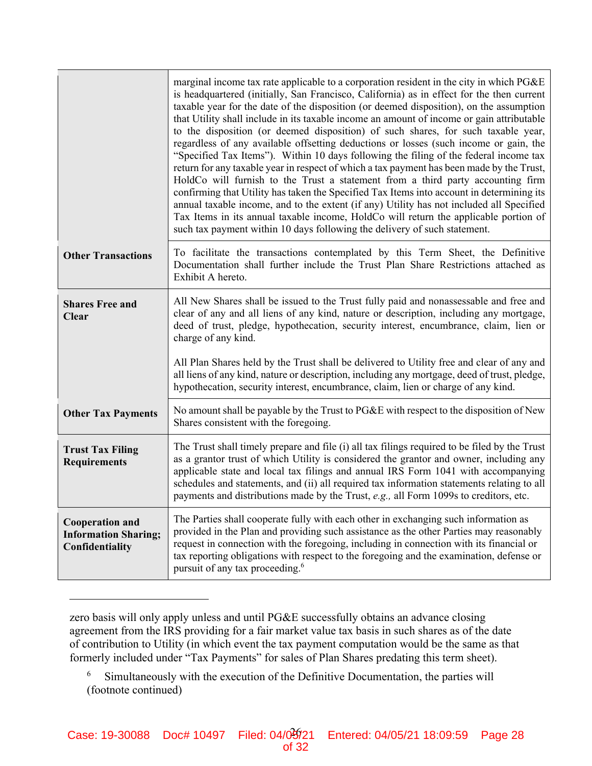| | |
|---|---|
| | marginal income tax rate applicable to a corporation resident in the city in which PG&E is headquartered (initially, San Francisco, California) as in effect for the then current taxable year for the date of the disposition (or deemed disposition), on the assumption that Utility shall include in its taxable income an amount of income or gain attributable to the disposition (or deemed disposition) of such shares, for such taxable year, regardless of any available offsetting deductions or losses (such income or gain, the "Specified Tax Items"). Within 10 days following the filing of the federal income tax return for any taxable year in respect of which a tax payment has been made by the Trust, HoldCo will furnish to the Trust a statement from a third party accounting firm confirming that Utility has taken the Specified Tax Items into account in determining its annual taxable income, and to the extent (if any) Utility has not included all Specified Tax Items in its annual taxable income, HoldCo will return the applicable portion of such tax payment within 10 days following the delivery of such statement. |
| **Other Transactions** | To facilitate the transactions contemplated by this Term Sheet, the Definitive Documentation shall further include the Trust Plan Share Restrictions attached as Exhibit A hereto. |
| **Shares Free and Clear** | All New Shares shall be issued to the Trust fully paid and nonassessable and free and clear of any and all liens of any kind, nature or description, including any mortgage, deed of trust, pledge, hypothecation, security interest, encumbrance, claim, lien or charge of any kind.<br><br>All Plan Shares held by the Trust shall be delivered to Utility free and clear of any and all liens of any kind, nature or description, including any mortgage, deed of trust, pledge, hypothecation, security interest, encumbrance, claim, lien or charge of any kind. |
| **Other Tax Payments** | No amount shall be payable by the Trust to PG&E with respect to the disposition of New Shares consistent with the foregoing. |
| **Trust Tax Filing Requirements** | The Trust shall timely prepare and file (i) all tax filings required to be filed by the Trust as a grantor trust of which Utility is considered the grantor and owner, including any applicable state and local tax filings and annual IRS Form 1041 with accompanying schedules and statements, and (ii) all required tax information statements relating to all payments and distributions made by the Trust, *e.g.,* all Form 1099s to creditors, etc. |
| **Cooperation and Information Sharing; Confidentiality** | The Parties shall cooperate fully with each other in exchanging such information as provided in the Plan and providing such assistance as the other Parties may reasonably request in connection with the foregoing, including in connection with its financial or tax reporting obligations with respect to the foregoing and the examination, defense or pursuit of any tax proceeding.[6] |

zero basis will only apply unless and until PG&E successfully obtains an advance closing agreement from the IRS providing for a fair market value tax basis in such shares as of the date of contribution to Utility (in which event the tax payment computation would be the same as that formerly included under "Tax Payments" for sales of Plan Shares predating this term sheet).

[6] Simultaneously with the execution of the Definitive Documentation, the parties will (footnote continued)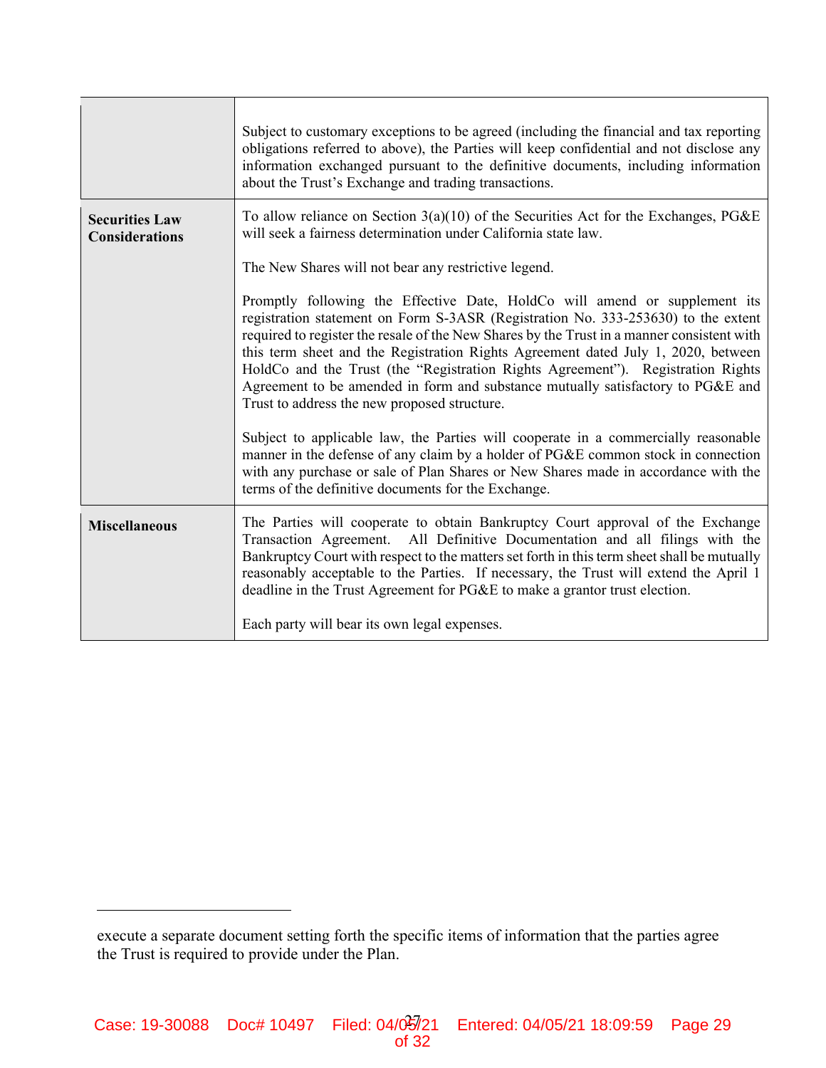| | |
|---|---|
| | Subject to customary exceptions to be agreed (including the financial and tax reporting obligations referred to above), the Parties will keep confidential and not disclose any information exchanged pursuant to the definitive documents, including information about the Trust's Exchange and trading transactions. |
| **Securities Law Considerations** | To allow reliance on Section 3(a)(10) of the Securities Act for the Exchanges, PG&E will seek a fairness determination under California state law.<br><br>The New Shares will not bear any restrictive legend.<br><br>Promptly following the Effective Date, HoldCo will amend or supplement its registration statement on Form S-3ASR (Registration No. 333-253630) to the extent required to register the resale of the New Shares by the Trust in a manner consistent with this term sheet and the Registration Rights Agreement dated July 1, 2020, between HoldCo and the Trust (the "Registration Rights Agreement"). Registration Rights Agreement to be amended in form and substance mutually satisfactory to PG&E and Trust to address the new proposed structure.<br><br>Subject to applicable law, the Parties will cooperate in a commercially reasonable manner in the defense of any claim by a holder of PG&E common stock in connection with any purchase or sale of Plan Shares or New Shares made in accordance with the terms of the definitive documents for the Exchange. |
| **Miscellaneous** | The Parties will cooperate to obtain Bankruptcy Court approval of the Exchange Transaction Agreement. All Definitive Documentation and all filings with the Bankruptcy Court with respect to the matters set forth in this term sheet shall be mutually reasonably acceptable to the Parties. If necessary, the Trust will extend the April 1 deadline in the Trust Agreement for PG&E to make a grantor trust election.<br><br>Each party will bear its own legal expenses. |

---

execute a separate document setting forth the specific items of information that the parties agree the Trust is required to provide under the Plan.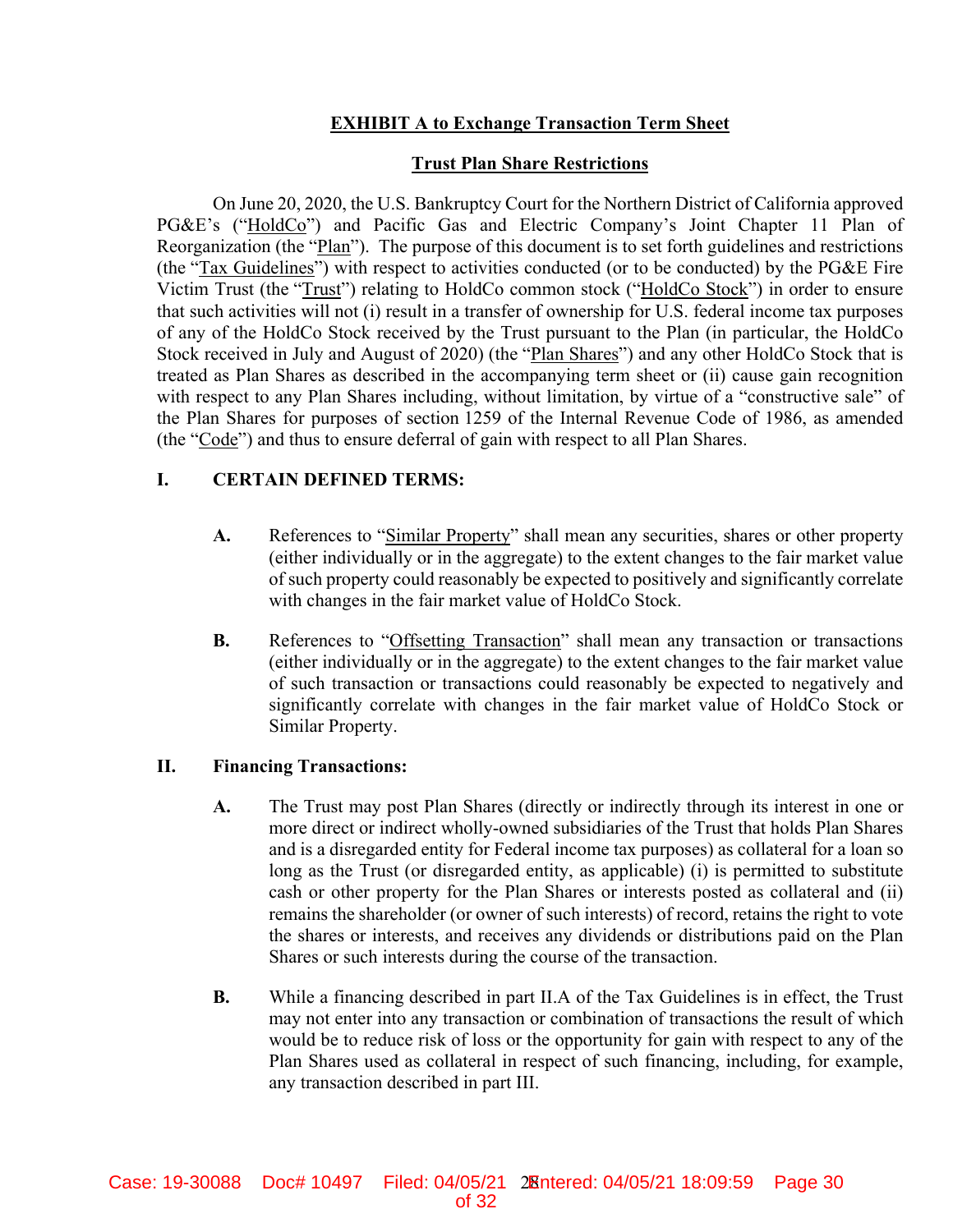**EXHIBIT A to Exchange Transaction Term Sheet**

**Trust Plan Share Restrictions**

On June 20, 2020, the U.S. Bankruptcy Court for the Northern District of California approved PG&E's ("HoldCo") and Pacific Gas and Electric Company's Joint Chapter 11 Plan of Reorganization (the "Plan"). The purpose of this document is to set forth guidelines and restrictions (the "Tax Guidelines") with respect to activities conducted (or to be conducted) by the PG&E Fire Victim Trust (the "Trust") relating to HoldCo common stock ("HoldCo Stock") in order to ensure that such activities will not (i) result in a transfer of ownership for U.S. federal income tax purposes of any of the HoldCo Stock received by the Trust pursuant to the Plan (in particular, the HoldCo Stock received in July and August of 2020) (the "Plan Shares") and any other HoldCo Stock that is treated as Plan Shares as described in the accompanying term sheet or (ii) cause gain recognition with respect to any Plan Shares including, without limitation, by virtue of a "constructive sale" of the Plan Shares for purposes of section 1259 of the Internal Revenue Code of 1986, as amended (the "Code") and thus to ensure deferral of gain with respect to all Plan Shares.

**I. CERTAIN DEFINED TERMS:**

**A.** References to "Similar Property" shall mean any securities, shares or other property (either individually or in the aggregate) to the extent changes to the fair market value of such property could reasonably be expected to positively and significantly correlate with changes in the fair market value of HoldCo Stock.

**B.** References to "Offsetting Transaction" shall mean any transaction or transactions (either individually or in the aggregate) to the extent changes to the fair market value of such transaction or transactions could reasonably be expected to negatively and significantly correlate with changes in the fair market value of HoldCo Stock or Similar Property.

**II. Financing Transactions:**

**A.** The Trust may post Plan Shares (directly or indirectly through its interest in one or more direct or indirect wholly-owned subsidiaries of the Trust that holds Plan Shares and is a disregarded entity for Federal income tax purposes) as collateral for a loan so long as the Trust (or disregarded entity, as applicable) (i) is permitted to substitute cash or other property for the Plan Shares or interests posted as collateral and (ii) remains the shareholder (or owner of such interests) of record, retains the right to vote the shares or interests, and receives any dividends or distributions paid on the Plan Shares or such interests during the course of the transaction.

**B.** While a financing described in part II.A of the Tax Guidelines is in effect, the Trust may not enter into any transaction or combination of transactions the result of which would be to reduce risk of loss or the opportunity for gain with respect to any of the Plan Shares used as collateral in respect of such financing, including, for example, any transaction described in part III.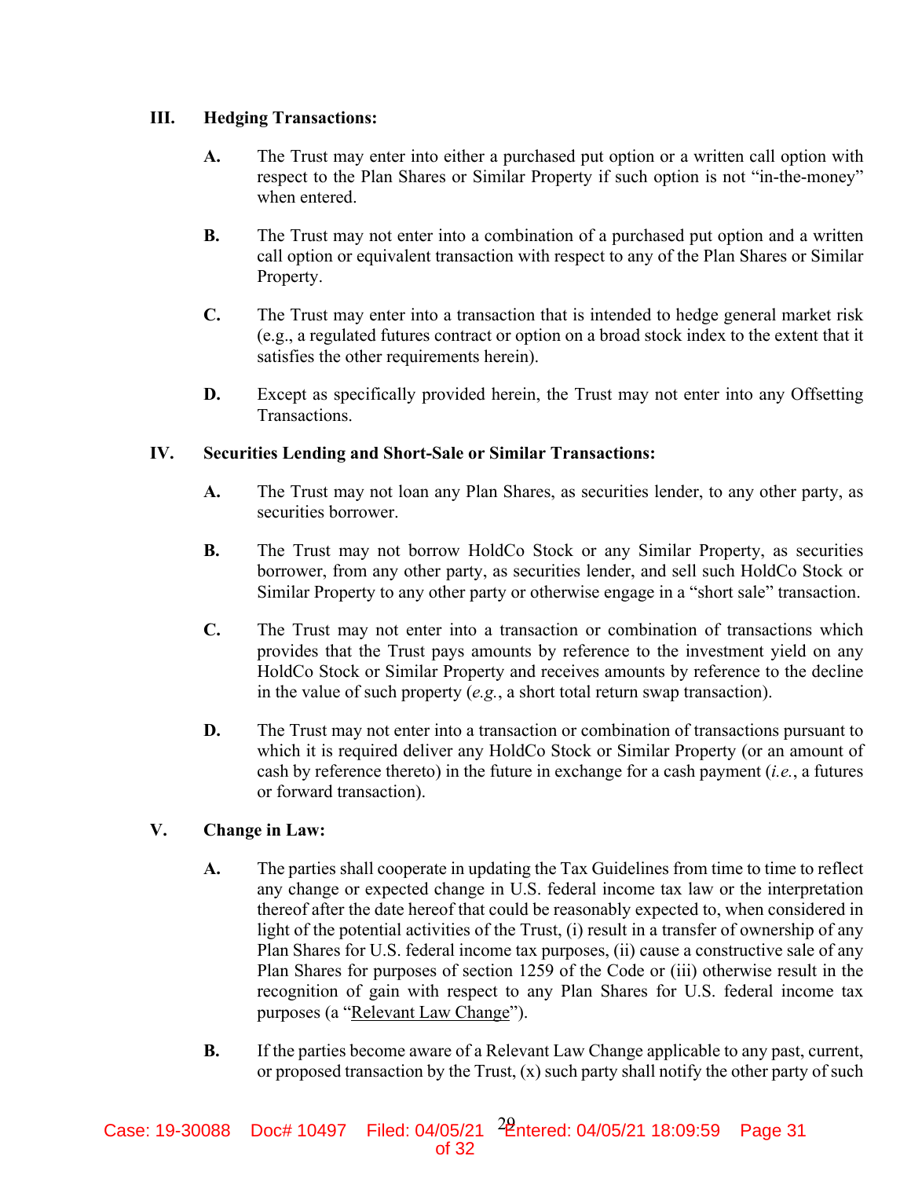**III. Hedging Transactions:**

**A.** The Trust may enter into either a purchased put option or a written call option with respect to the Plan Shares or Similar Property if such option is not "in-the-money" when entered.

**B.** The Trust may not enter into a combination of a purchased put option and a written call option or equivalent transaction with respect to any of the Plan Shares or Similar Property.

**C.** The Trust may enter into a transaction that is intended to hedge general market risk (e.g., a regulated futures contract or option on a broad stock index to the extent that it satisfies the other requirements herein).

**D.** Except as specifically provided herein, the Trust may not enter into any Offsetting Transactions.

**IV. Securities Lending and Short-Sale or Similar Transactions:**

**A.** The Trust may not loan any Plan Shares, as securities lender, to any other party, as securities borrower.

**B.** The Trust may not borrow HoldCo Stock or any Similar Property, as securities borrower, from any other party, as securities lender, and sell such HoldCo Stock or Similar Property to any other party or otherwise engage in a "short sale" transaction.

**C.** The Trust may not enter into a transaction or combination of transactions which provides that the Trust pays amounts by reference to the investment yield on any HoldCo Stock or Similar Property and receives amounts by reference to the decline in the value of such property (*e.g.*, a short total return swap transaction).

**D.** The Trust may not enter into a transaction or combination of transactions pursuant to which it is required deliver any HoldCo Stock or Similar Property (or an amount of cash by reference thereto) in the future in exchange for a cash payment (*i.e.*, a futures or forward transaction).

**V. Change in Law:**

**A.** The parties shall cooperate in updating the Tax Guidelines from time to time to reflect any change or expected change in U.S. federal income tax law or the interpretation thereof after the date hereof that could be reasonably expected to, when considered in light of the potential activities of the Trust, (i) result in a transfer of ownership of any Plan Shares for U.S. federal income tax purposes, (ii) cause a constructive sale of any Plan Shares for purposes of section 1259 of the Code or (iii) otherwise result in the recognition of gain with respect to any Plan Shares for U.S. federal income tax purposes (a "Relevant Law Change").

**B.** If the parties become aware of a Relevant Law Change applicable to any past, current, or proposed transaction by the Trust, (x) such party shall notify the other party of such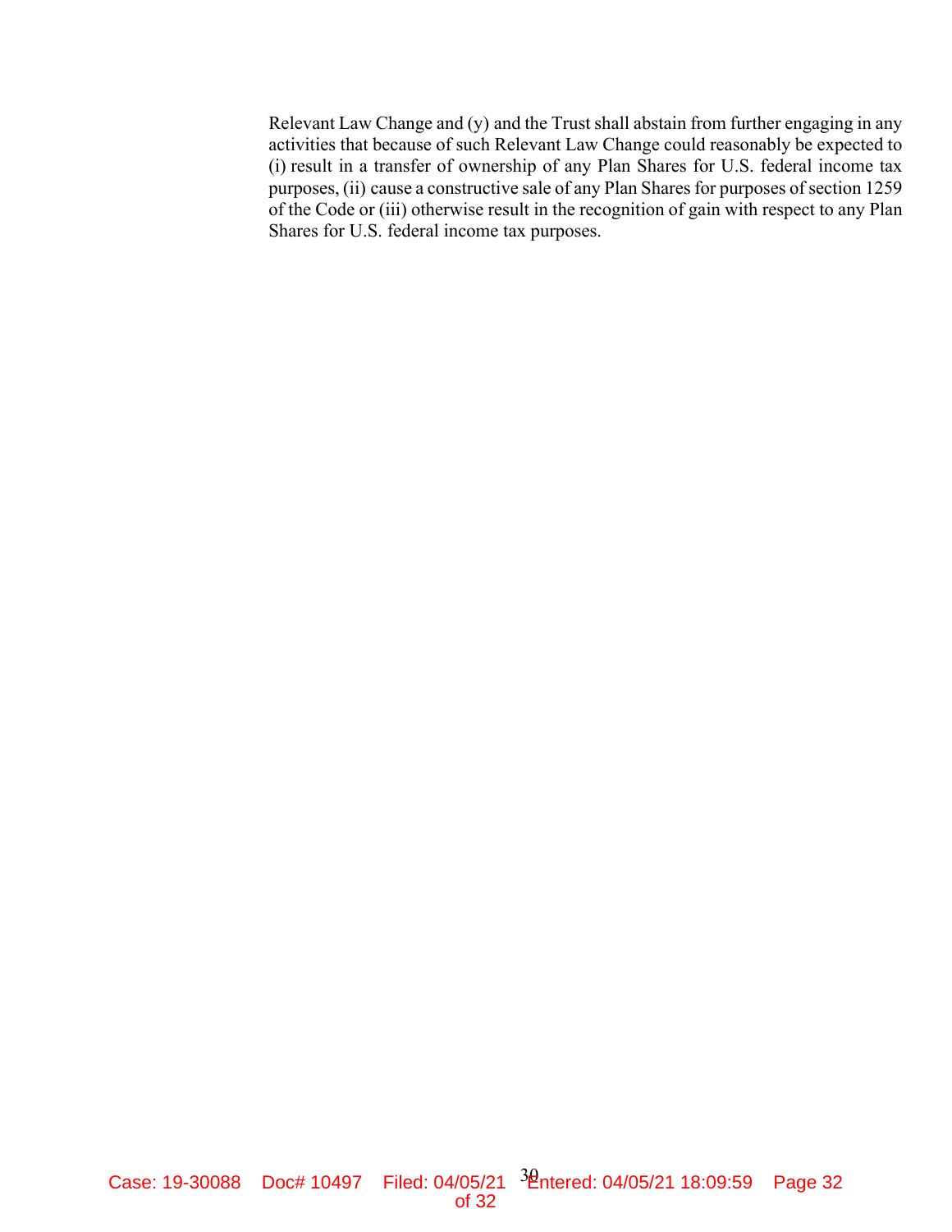Relevant Law Change and (y) and the Trust shall abstain from further engaging in any activities that because of such Relevant Law Change could reasonably be expected to (i) result in a transfer of ownership of any Plan Shares for U.S. federal income tax purposes, (ii) cause a constructive sale of any Plan Shares for purposes of section 1259 of the Code or (iii) otherwise result in the recognition of gain with respect to any Plan Shares for U.S. federal income tax purposes.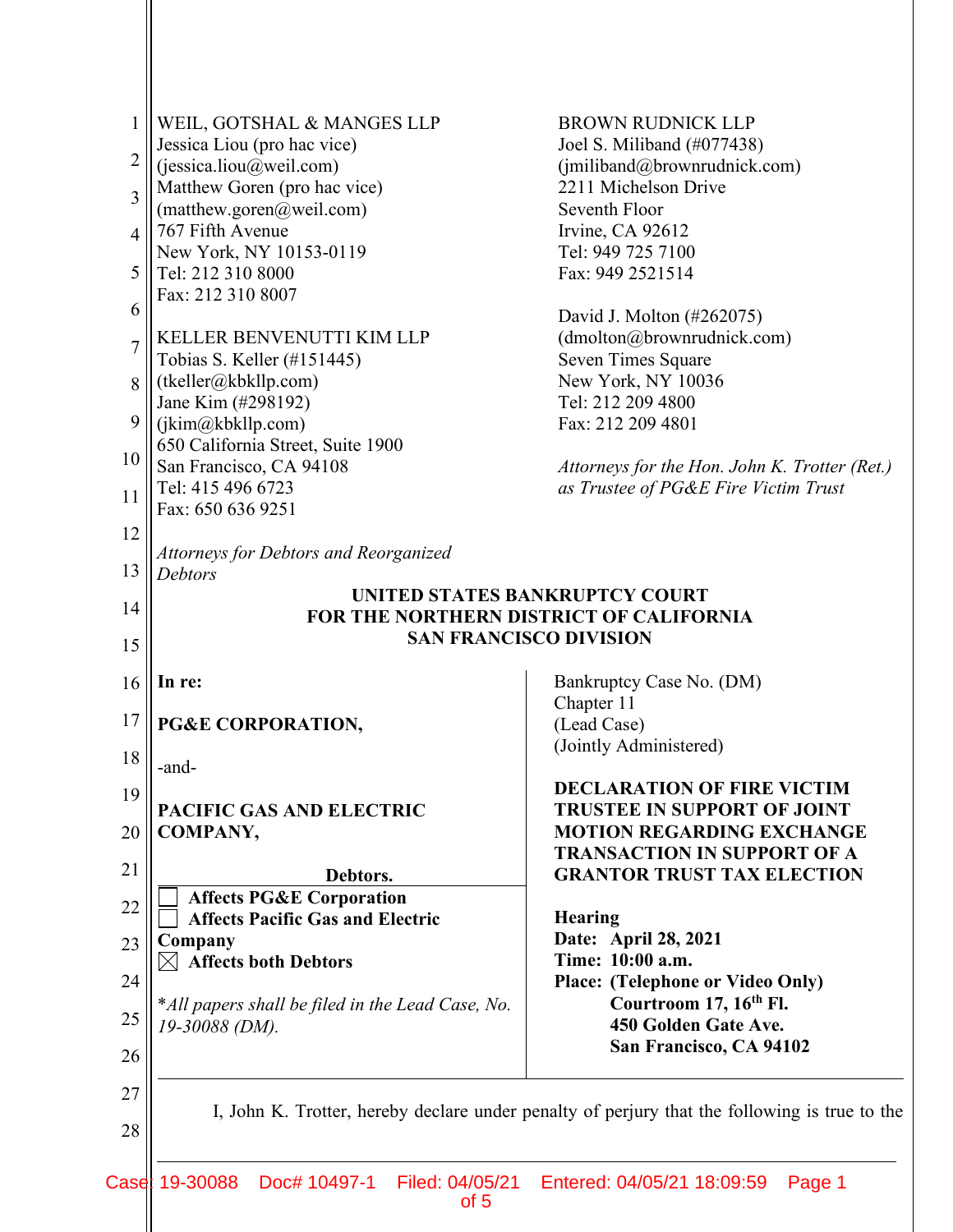WEIL, GOTSHAL & MANGES LLP
Jessica Liou (pro hac vice)
(jessica.liou@weil.com)
Matthew Goren (pro hac vice)
(matthew.goren@weil.com)
767 Fifth Avenue
New York, NY 10153-0119
Tel: 212 310 8000
Fax: 212 310 8007

KELLER BENVENUTTI KIM LLP
Tobias S. Keller (#151445)
(tkeller@kbkllp.com)
Jane Kim (#298192)
(jkim@kbkllp.com)
650 California Street, Suite 1900
San Francisco, CA 94108
Tel: 415 496 6723
Fax: 650 636 9251

*Attorneys for Debtors and Reorganized Debtors*

BROWN RUDNICK LLP
Joel S. Miliband (#077438)
(jmiliband@brownrudnick.com)
2211 Michelson Drive
Seventh Floor
Irvine, CA 92612
Tel: 949 725 7100
Fax: 949 2521514

David J. Molton (#262075)
(dmolton@brownrudnick.com)
Seven Times Square
New York, NY 10036
Tel: 212 209 4800
Fax: 212 209 4801

*Attorneys for the Hon. John K. Trotter (Ret.) as Trustee of PG&E Fire Victim Trust*

**UNITED STATES BANKRUPTCY COURT**
**FOR THE NORTHERN DISTRICT OF CALIFORNIA**
**SAN FRANCISCO DIVISION**

**In re:**

**PG&E CORPORATION,**

-and-

**PACIFIC GAS AND ELECTRIC COMPANY,**

**Debtors.**

☐ **Affects PG&E Corporation**
☐ **Affects Pacific Gas and Electric Company**
☒ **Affects both Debtors**

*\*All papers shall be filed in the Lead Case, No. 19-30088 (DM).*

Bankruptcy Case No. (DM)
Chapter 11
(Lead Case)
(Jointly Administered)

**DECLARATION OF FIRE VICTIM TRUSTEE IN SUPPORT OF JOINT MOTION REGARDING EXCHANGE TRANSACTION IN SUPPORT OF A GRANTOR TRUST TAX ELECTION**

**Hearing**
**Date: April 28, 2021**
**Time: 10:00 a.m.**
**Place: (Telephone or Video Only)**
**Courtroom 17, 16th Fl.**
**450 Golden Gate Ave.**
**San Francisco, CA 94102**

I, John K. Trotter, hereby declare under penalty of perjury that the following is true to the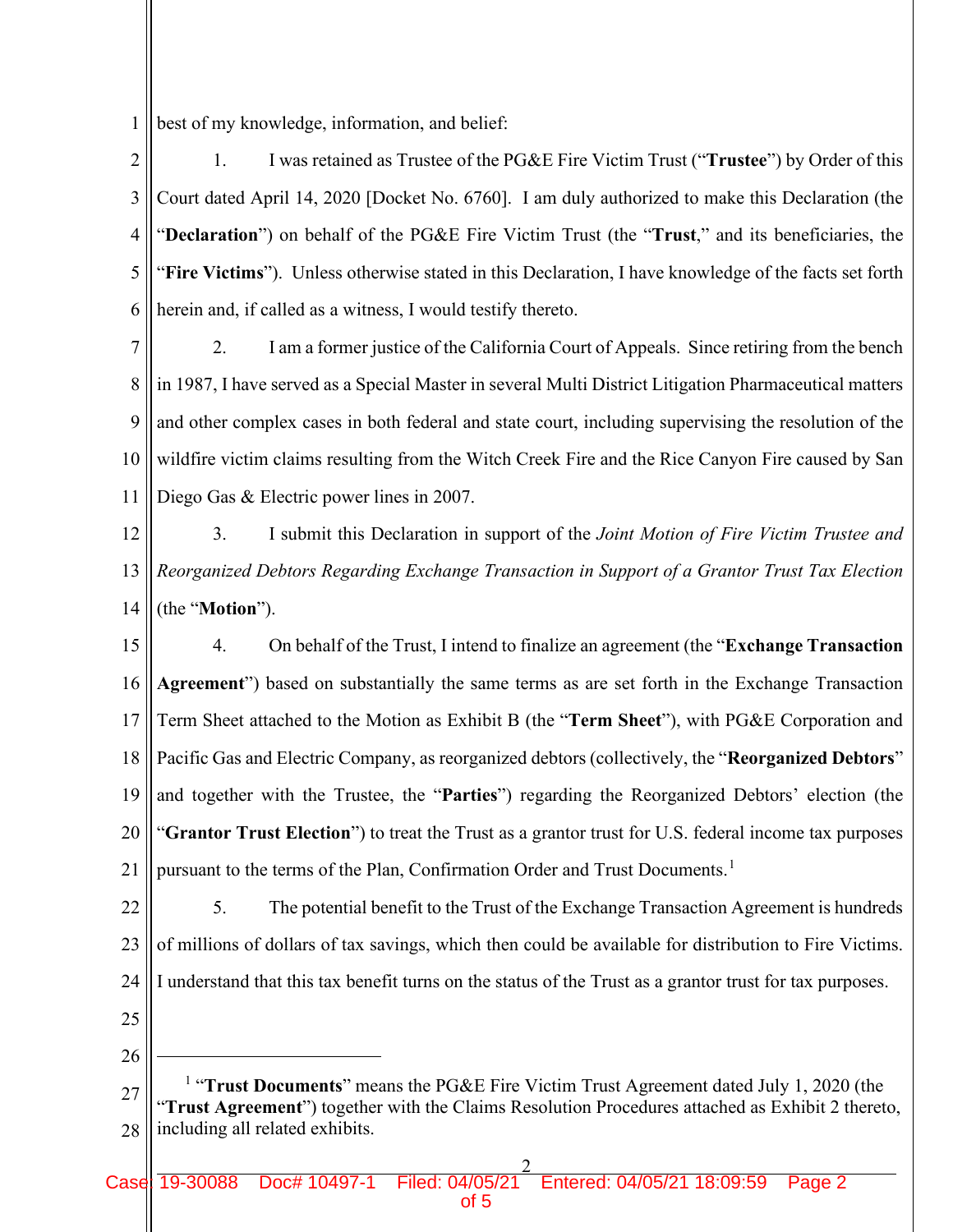best of my knowledge, information, and belief:

1. I was retained as Trustee of the PG&E Fire Victim Trust ("**Trustee**") by Order of this Court dated April 14, 2020 [Docket No. 6760]. I am duly authorized to make this Declaration (the "**Declaration**") on behalf of the PG&E Fire Victim Trust (the "**Trust**," and its beneficiaries, the "**Fire Victims**"). Unless otherwise stated in this Declaration, I have knowledge of the facts set forth herein and, if called as a witness, I would testify thereto.

2. I am a former justice of the California Court of Appeals. Since retiring from the bench in 1987, I have served as a Special Master in several Multi District Litigation Pharmaceutical matters and other complex cases in both federal and state court, including supervising the resolution of the wildfire victim claims resulting from the Witch Creek Fire and the Rice Canyon Fire caused by San Diego Gas & Electric power lines in 2007.

3. I submit this Declaration in support of the *Joint Motion of Fire Victim Trustee and Reorganized Debtors Regarding Exchange Transaction in Support of a Grantor Trust Tax Election* (the "**Motion**").

4. On behalf of the Trust, I intend to finalize an agreement (the "**Exchange Transaction Agreement**") based on substantially the same terms as are set forth in the Exchange Transaction Term Sheet attached to the Motion as Exhibit B (the "**Term Sheet**"), with PG&E Corporation and Pacific Gas and Electric Company, as reorganized debtors (collectively, the "**Reorganized Debtors**" and together with the Trustee, the "**Parties**") regarding the Reorganized Debtors' election (the "**Grantor Trust Election**") to treat the Trust as a grantor trust for U.S. federal income tax purposes pursuant to the terms of the Plan, Confirmation Order and Trust Documents.[1]

5. The potential benefit to the Trust of the Exchange Transaction Agreement is hundreds of millions of dollars of tax savings, which then could be available for distribution to Fire Victims. I understand that this tax benefit turns on the status of the Trust as a grantor trust for tax purposes.

---

[1] "**Trust Documents**" means the PG&E Fire Victim Trust Agreement dated July 1, 2020 (the "**Trust Agreement**") together with the Claims Resolution Procedures attached as Exhibit 2 thereto, including all related exhibits.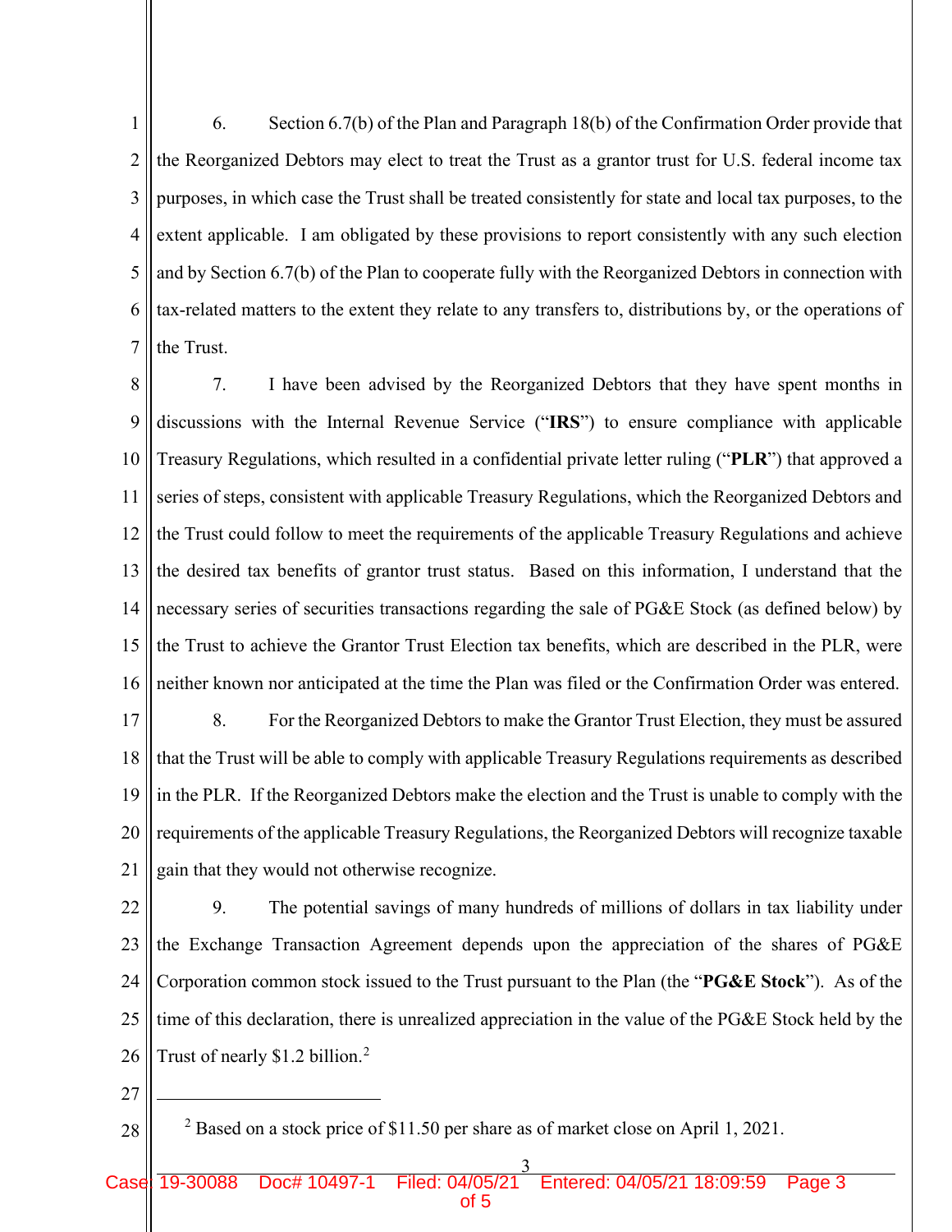6. Section 6.7(b) of the Plan and Paragraph 18(b) of the Confirmation Order provide that the Reorganized Debtors may elect to treat the Trust as a grantor trust for U.S. federal income tax purposes, in which case the Trust shall be treated consistently for state and local tax purposes, to the extent applicable. I am obligated by these provisions to report consistently with any such election and by Section 6.7(b) of the Plan to cooperate fully with the Reorganized Debtors in connection with tax-related matters to the extent they relate to any transfers to, distributions by, or the operations of the Trust.

7. I have been advised by the Reorganized Debtors that they have spent months in discussions with the Internal Revenue Service ("**IRS**") to ensure compliance with applicable Treasury Regulations, which resulted in a confidential private letter ruling ("**PLR**") that approved a series of steps, consistent with applicable Treasury Regulations, which the Reorganized Debtors and the Trust could follow to meet the requirements of the applicable Treasury Regulations and achieve the desired tax benefits of grantor trust status. Based on this information, I understand that the necessary series of securities transactions regarding the sale of PG&E Stock (as defined below) by the Trust to achieve the Grantor Trust Election tax benefits, which are described in the PLR, were neither known nor anticipated at the time the Plan was filed or the Confirmation Order was entered.

8. For the Reorganized Debtors to make the Grantor Trust Election, they must be assured that the Trust will be able to comply with applicable Treasury Regulations requirements as described in the PLR. If the Reorganized Debtors make the election and the Trust is unable to comply with the requirements of the applicable Treasury Regulations, the Reorganized Debtors will recognize taxable gain that they would not otherwise recognize.

9. The potential savings of many hundreds of millions of dollars in tax liability under the Exchange Transaction Agreement depends upon the appreciation of the shares of PG&E Corporation common stock issued to the Trust pursuant to the Plan (the "**PG&E Stock**"). As of the time of this declaration, there is unrealized appreciation in the value of the PG&E Stock held by the Trust of nearly $1.2 billion.[2]

---

[2] Based on a stock price of $11.50 per share as of market close on April 1, 2021.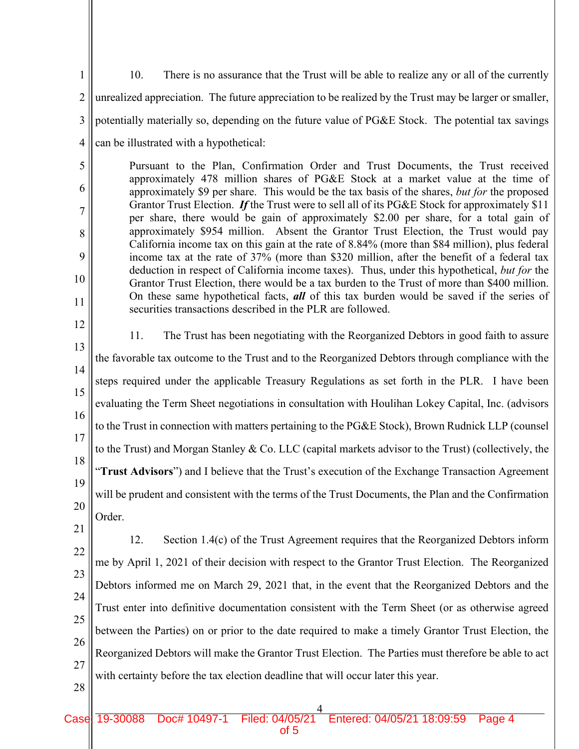10. There is no assurance that the Trust will be able to realize any or all of the currently unrealized appreciation. The future appreciation to be realized by the Trust may be larger or smaller, potentially materially so, depending on the future value of PG&E Stock. The potential tax savings can be illustrated with a hypothetical:

> Pursuant to the Plan, Confirmation Order and Trust Documents, the Trust received approximately 478 million shares of PG&E Stock at a market value at the time of approximately $9 per share. This would be the tax basis of the shares, *but for* the proposed Grantor Trust Election. ***If*** the Trust were to sell all of its PG&E Stock for approximately $11 per share, there would be gain of approximately $2.00 per share, for a total gain of approximately $954 million. Absent the Grantor Trust Election, the Trust would pay California income tax on this gain at the rate of 8.84% (more than $84 million), plus federal income tax at the rate of 37% (more than $320 million, after the benefit of a federal tax deduction in respect of California income taxes). Thus, under this hypothetical, *but for* the Grantor Trust Election, there would be a tax burden to the Trust of more than $400 million. On these same hypothetical facts, ***all*** of this tax burden would be saved if the series of securities transactions described in the PLR are followed.

11. The Trust has been negotiating with the Reorganized Debtors in good faith to assure the favorable tax outcome to the Trust and to the Reorganized Debtors through compliance with the steps required under the applicable Treasury Regulations as set forth in the PLR. I have been evaluating the Term Sheet negotiations in consultation with Houlihan Lokey Capital, Inc. (advisors to the Trust in connection with matters pertaining to the PG&E Stock), Brown Rudnick LLP (counsel to the Trust) and Morgan Stanley & Co. LLC (capital markets advisor to the Trust) (collectively, the "**Trust Advisors**") and I believe that the Trust's execution of the Exchange Transaction Agreement will be prudent and consistent with the terms of the Trust Documents, the Plan and the Confirmation Order.

12. Section 1.4(c) of the Trust Agreement requires that the Reorganized Debtors inform me by April 1, 2021 of their decision with respect to the Grantor Trust Election. The Reorganized Debtors informed me on March 29, 2021 that, in the event that the Reorganized Debtors and the Trust enter into definitive documentation consistent with the Term Sheet (or as otherwise agreed between the Parties) on or prior to the date required to make a timely Grantor Trust Election, the Reorganized Debtors will make the Grantor Trust Election. The Parties must therefore be able to act with certainty before the tax election deadline that will occur later this year.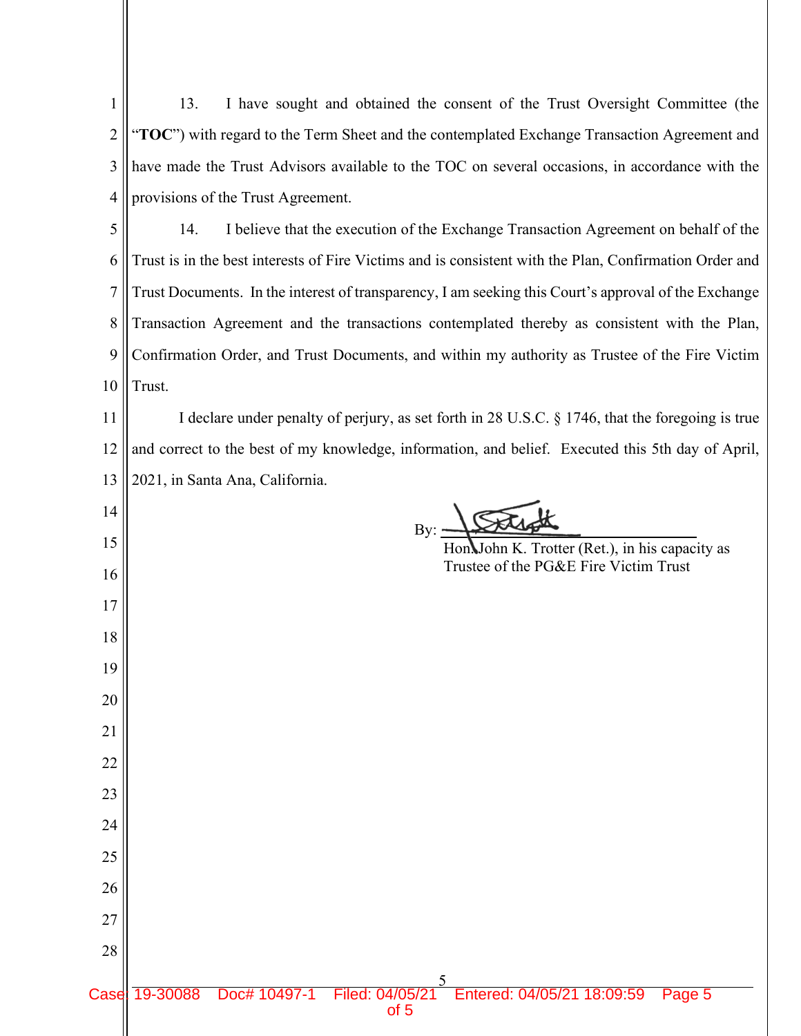13. I have sought and obtained the consent of the Trust Oversight Committee (the "**TOC**") with regard to the Term Sheet and the contemplated Exchange Transaction Agreement and have made the Trust Advisors available to the TOC on several occasions, in accordance with the provisions of the Trust Agreement.

14. I believe that the execution of the Exchange Transaction Agreement on behalf of the Trust is in the best interests of Fire Victims and is consistent with the Plan, Confirmation Order and Trust Documents. In the interest of transparency, I am seeking this Court's approval of the Exchange Transaction Agreement and the transactions contemplated thereby as consistent with the Plan, Confirmation Order, and Trust Documents, and within my authority as Trustee of the Fire Victim Trust.

I declare under penalty of perjury, as set forth in 28 U.S.C. § 1746, that the foregoing is true and correct to the best of my knowledge, information, and belief. Executed this 5th day of April, 2021, in Santa Ana, California.

By: ______________________

Hon. John K. Trotter (Ret.), in his capacity as Trustee of the PG&E Fire Victim Trust

Case: 19-30088 Doc# 10497-1 Filed: 04/05/21 Entered: 04/05/21 18:09:59 Page 5 of 5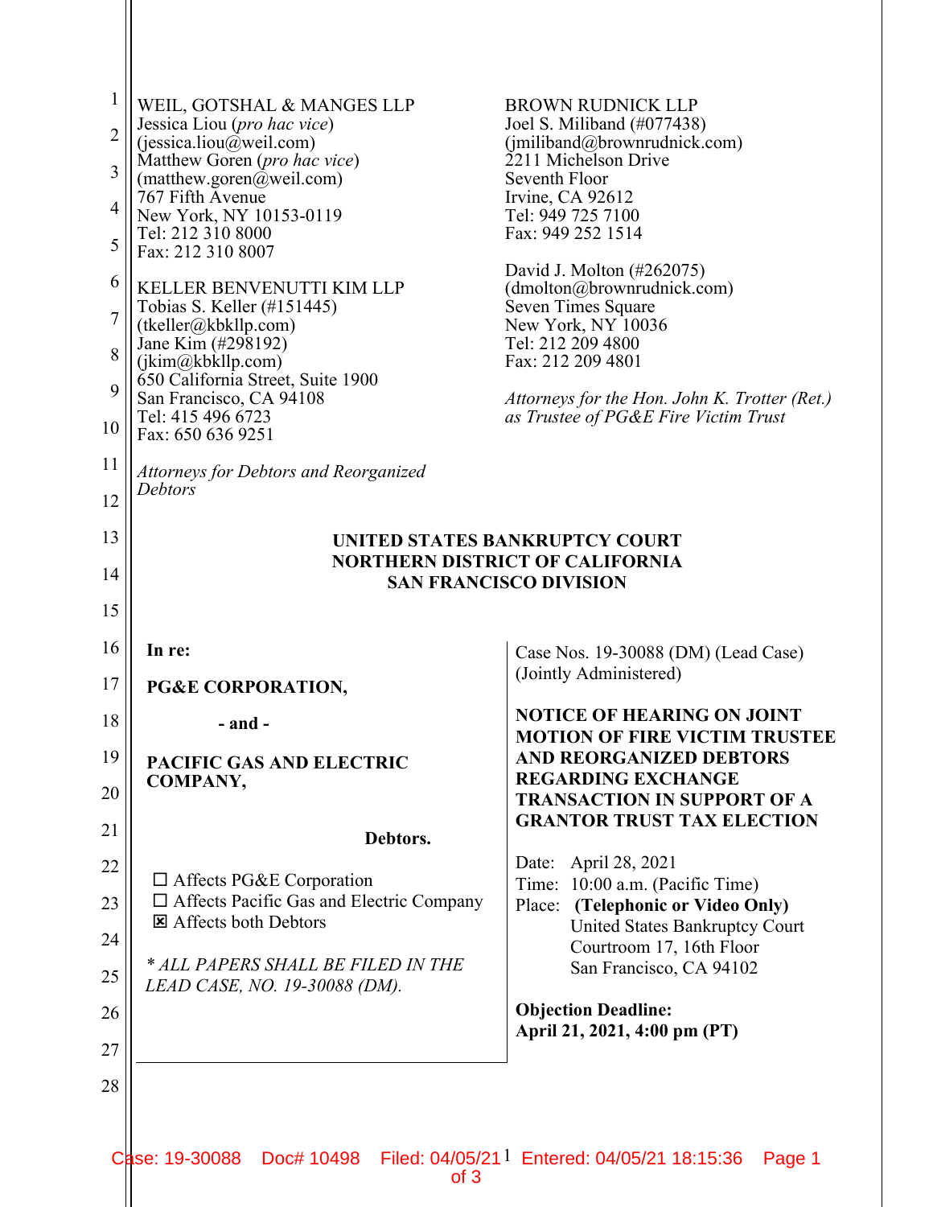WEIL, GOTSHAL & MANGES LLP
Jessica Liou (*pro hac vice*)
(jessica.liou@weil.com)
Matthew Goren (*pro hac vice*)
(matthew.goren@weil.com)
767 Fifth Avenue
New York, NY 10153-0119
Tel: 212 310 8000
Fax: 212 310 8007

KELLER BENVENUTTI KIM LLP
Tobias S. Keller (#151445)
(tkeller@kbkllp.com)
Jane Kim (#298192)
(jkim@kbkllp.com)
650 California Street, Suite 1900
San Francisco, CA 94108
Tel: 415 496 6723
Fax: 650 636 9251

*Attorneys for Debtors and Reorganized Debtors*

BROWN RUDNICK LLP
Joel S. Miliband (#077438)
(jmiliband@brownrudnick.com)
2211 Michelson Drive
Seventh Floor
Irvine, CA 92612
Tel: 949 725 7100
Fax: 949 252 1514

David J. Molton (#262075)
(dmolton@brownrudnick.com)
Seven Times Square
New York, NY 10036
Tel: 212 209 4800
Fax: 212 209 4801

*Attorneys for the Hon. John K. Trotter (Ret.) as Trustee of PG&E Fire Victim Trust*

**UNITED STATES BANKRUPTCY COURT**
**NORTHERN DISTRICT OF CALIFORNIA**
**SAN FRANCISCO DIVISION**

**In re:**

**PG&E CORPORATION,**

**- and -**

**PACIFIC GAS AND ELECTRIC COMPANY,**

**Debtors.**

☐ Affects PG&E Corporation
☐ Affects Pacific Gas and Electric Company
☒ Affects both Debtors

*\* ALL PAPERS SHALL BE FILED IN THE LEAD CASE, NO. 19-30088 (DM).*

Case Nos. 19-30088 (DM) (Lead Case)
(Jointly Administered)

**NOTICE OF HEARING ON JOINT MOTION OF FIRE VICTIM TRUSTEE AND REORGANIZED DEBTORS REGARDING EXCHANGE TRANSACTION IN SUPPORT OF A GRANTOR TRUST TAX ELECTION**

Date: April 28, 2021
Time: 10:00 a.m. (Pacific Time)
Place: **(Telephonic or Video Only)**
United States Bankruptcy Court
Courtroom 17, 16th Floor
San Francisco, CA 94102

**Objection Deadline:**
**April 21, 2021, 4:00 pm (PT)**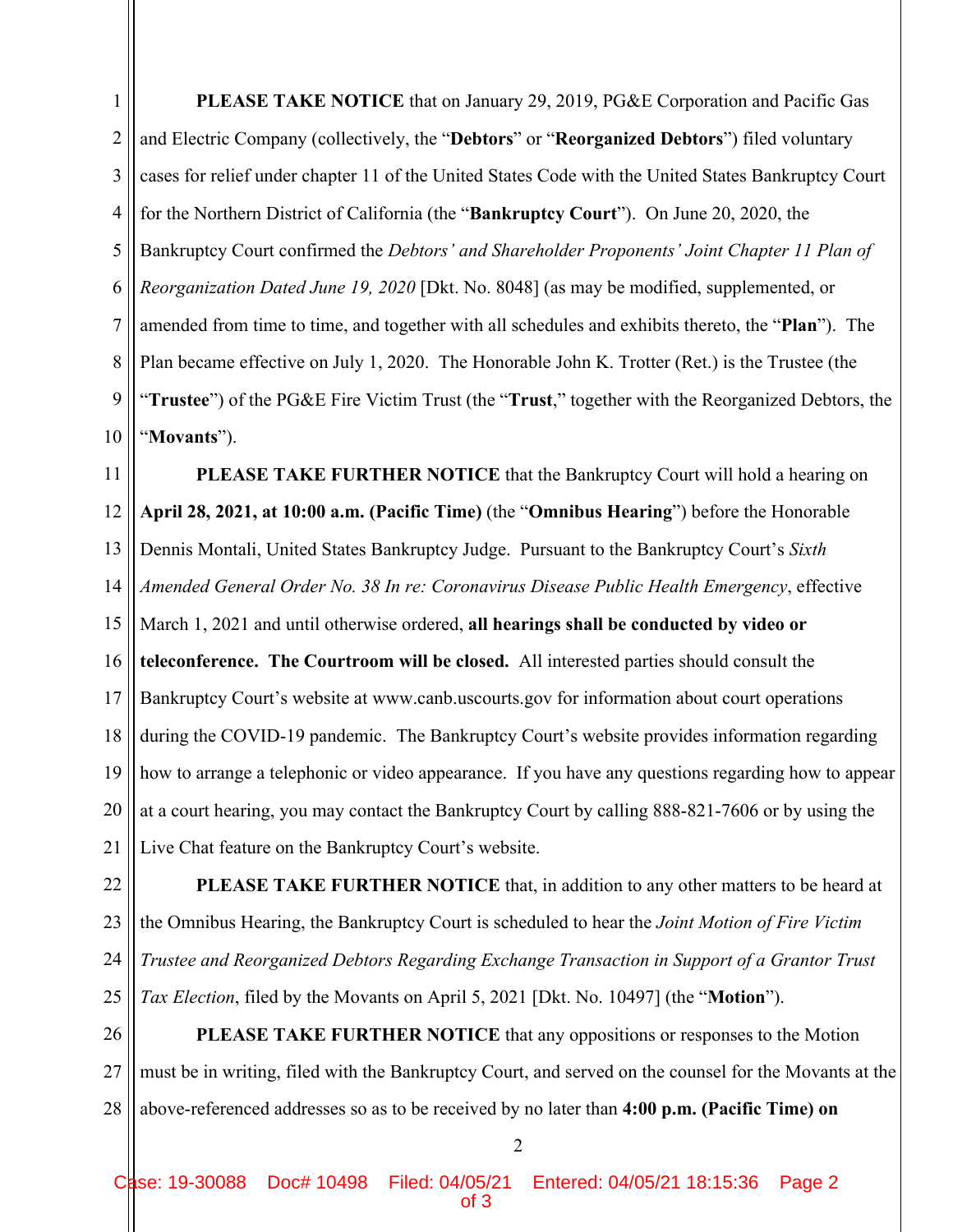**PLEASE TAKE NOTICE** that on January 29, 2019, PG&E Corporation and Pacific Gas and Electric Company (collectively, the "**Debtors**" or "**Reorganized Debtors**") filed voluntary cases for relief under chapter 11 of the United States Code with the United States Bankruptcy Court for the Northern District of California (the "**Bankruptcy Court**"). On June 20, 2020, the Bankruptcy Court confirmed the *Debtors' and Shareholder Proponents' Joint Chapter 11 Plan of Reorganization Dated June 19, 2020* [Dkt. No. 8048] (as may be modified, supplemented, or amended from time to time, and together with all schedules and exhibits thereto, the "**Plan**"). The Plan became effective on July 1, 2020. The Honorable John K. Trotter (Ret.) is the Trustee (the "**Trustee**") of the PG&E Fire Victim Trust (the "**Trust**," together with the Reorganized Debtors, the "**Movants**").

**PLEASE TAKE FURTHER NOTICE** that the Bankruptcy Court will hold a hearing on **April 28, 2021, at 10:00 a.m. (Pacific Time)** (the "**Omnibus Hearing**") before the Honorable Dennis Montali, United States Bankruptcy Judge. Pursuant to the Bankruptcy Court's *Sixth Amended General Order No. 38 In re: Coronavirus Disease Public Health Emergency*, effective March 1, 2021 and until otherwise ordered, **all hearings shall be conducted by video or teleconference. The Courtroom will be closed.** All interested parties should consult the Bankruptcy Court's website at www.canb.uscourts.gov for information about court operations during the COVID-19 pandemic. The Bankruptcy Court's website provides information regarding how to arrange a telephonic or video appearance. If you have any questions regarding how to appear at a court hearing, you may contact the Bankruptcy Court by calling 888-821-7606 or by using the Live Chat feature on the Bankruptcy Court's website.

**PLEASE TAKE FURTHER NOTICE** that, in addition to any other matters to be heard at the Omnibus Hearing, the Bankruptcy Court is scheduled to hear the *Joint Motion of Fire Victim Trustee and Reorganized Debtors Regarding Exchange Transaction in Support of a Grantor Trust Tax Election*, filed by the Movants on April 5, 2021 [Dkt. No. 10497] (the "**Motion**").

**PLEASE TAKE FURTHER NOTICE** that any oppositions or responses to the Motion must be in writing, filed with the Bankruptcy Court, and served on the counsel for the Movants at the above-referenced addresses so as to be received by no later than **4:00 p.m. (Pacific Time) on**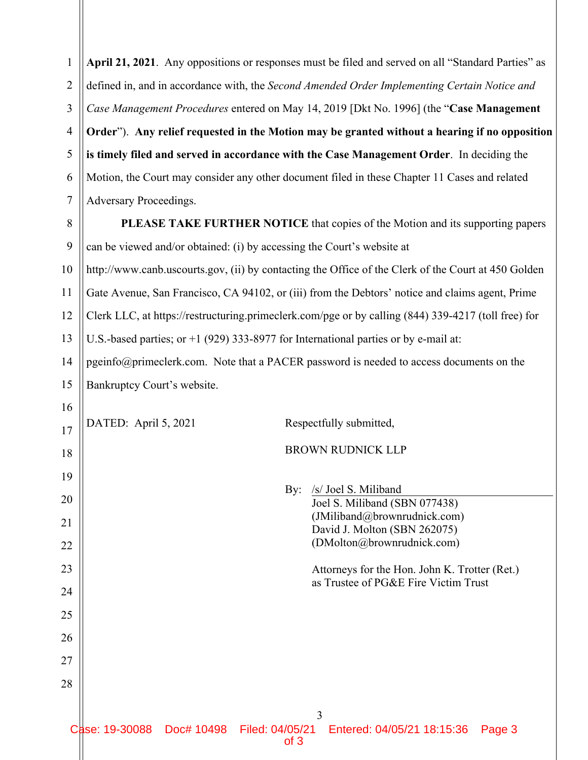**April 21, 2021**. Any oppositions or responses must be filed and served on all "Standard Parties" as defined in, and in accordance with, the *Second Amended Order Implementing Certain Notice and Case Management Procedures* entered on May 14, 2019 [Dkt No. 1996] (the "**Case Management Order**"). **Any relief requested in the Motion may be granted without a hearing if no opposition is timely filed and served in accordance with the Case Management Order**. In deciding the Motion, the Court may consider any other document filed in these Chapter 11 Cases and related Adversary Proceedings.

**PLEASE TAKE FURTHER NOTICE** that copies of the Motion and its supporting papers can be viewed and/or obtained: (i) by accessing the Court's website at http://www.canb.uscourts.gov, (ii) by contacting the Office of the Clerk of the Court at 450 Golden Gate Avenue, San Francisco, CA 94102, or (iii) from the Debtors' notice and claims agent, Prime Clerk LLC, at https://restructuring.primeclerk.com/pge or by calling (844) 339-4217 (toll free) for U.S.-based parties; or +1 (929) 333-8977 for International parties or by e-mail at: pgeinfo@primeclerk.com. Note that a PACER password is needed to access documents on the Bankruptcy Court's website.

DATED: April 5, 2021

Respectfully submitted,

BROWN RUDNICK LLP

By: /s/ Joel S. Miliband
Joel S. Miliband (SBN 077438)
(JMiliband@brownrudnick.com)
David J. Molton (SBN 262075)
(DMolton@brownrudnick.com)

Attorneys for the Hon. John K. Trotter (Ret.)
as Trustee of PG&E Fire Victim Trust

Case: 19-30088 Doc# 10498 Filed: 04/05/21 Entered: 04/05/21 18:15:36 Page 3 of 3